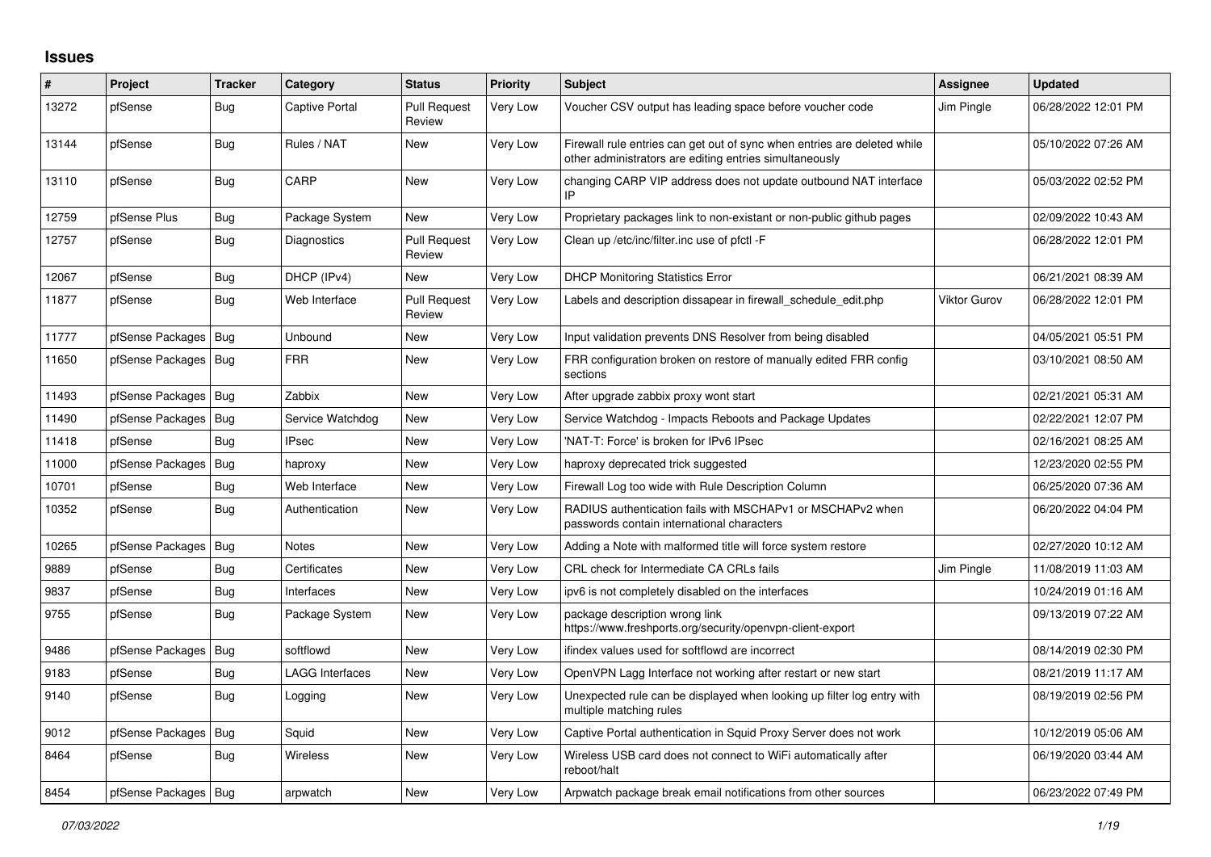## Issues

| # | Project | Tracker | Category | Status | Priority | Subject | Assignee | Updated |
|---|---|---|---|---|---|---|---|---|
| 13272 | pfSense | Bug | Captive Portal | Pull Request Review | Very Low | Voucher CSV output has leading space before voucher code | Jim Pingle | 06/28/2022 12:01 PM |
| 13144 | pfSense | Bug | Rules / NAT | New | Very Low | Firewall rule entries can get out of sync when entries are deleted while other administrators are editing entries simultaneously | | 05/10/2022 07:26 AM |
| 13110 | pfSense | Bug | CARP | New | Very Low | changing CARP VIP address does not update outbound NAT interface IP | | 05/03/2022 02:52 PM |
| 12759 | pfSense Plus | Bug | Package System | New | Very Low | Proprietary packages link to non-existant or non-public github pages | | 02/09/2022 10:43 AM |
| 12757 | pfSense | Bug | Diagnostics | Pull Request Review | Very Low | Clean up /etc/inc/filter.inc use of pfctl -F | | 06/28/2022 12:01 PM |
| 12067 | pfSense | Bug | DHCP (IPv4) | New | Very Low | DHCP Monitoring Statistics Error | | 06/21/2021 08:39 AM |
| 11877 | pfSense | Bug | Web Interface | Pull Request Review | Very Low | Labels and description dissapear in firewall_schedule_edit.php | Viktor Gurov | 06/28/2022 12:01 PM |
| 11777 | pfSense Packages | Bug | Unbound | New | Very Low | Input validation prevents DNS Resolver from being disabled | | 04/05/2021 05:51 PM |
| 11650 | pfSense Packages | Bug | FRR | New | Very Low | FRR configuration broken on restore of manually edited FRR config sections | | 03/10/2021 08:50 AM |
| 11493 | pfSense Packages | Bug | Zabbix | New | Very Low | After upgrade zabbix proxy wont start | | 02/21/2021 05:31 AM |
| 11490 | pfSense Packages | Bug | Service Watchdog | New | Very Low | Service Watchdog - Impacts Reboots and Package Updates | | 02/22/2021 12:07 PM |
| 11418 | pfSense | Bug | IPsec | New | Very Low | 'NAT-T: Force' is broken for IPv6 IPsec | | 02/16/2021 08:25 AM |
| 11000 | pfSense Packages | Bug | haproxy | New | Very Low | haproxy deprecated trick suggested | | 12/23/2020 02:55 PM |
| 10701 | pfSense | Bug | Web Interface | New | Very Low | Firewall Log too wide with Rule Description Column | | 06/25/2020 07:36 AM |
| 10352 | pfSense | Bug | Authentication | New | Very Low | RADIUS authentication fails with MSCHAPv1 or MSCHAPv2 when passwords contain international characters | | 06/20/2022 04:04 PM |
| 10265 | pfSense Packages | Bug | Notes | New | Very Low | Adding a Note with malformed title will force system restore | | 02/27/2020 10:12 AM |
| 9889 | pfSense | Bug | Certificates | New | Very Low | CRL check for Intermediate CA CRLs fails | Jim Pingle | 11/08/2019 11:03 AM |
| 9837 | pfSense | Bug | Interfaces | New | Very Low | ipv6 is not completely disabled on the interfaces | | 10/24/2019 01:16 AM |
| 9755 | pfSense | Bug | Package System | New | Very Low | package description wrong link https://www.freshports.org/security/openvpn-client-export | | 09/13/2019 07:22 AM |
| 9486 | pfSense Packages | Bug | softflowd | New | Very Low | ifindex values used for softflowd are incorrect | | 08/14/2019 02:30 PM |
| 9183 | pfSense | Bug | LAGG Interfaces | New | Very Low | OpenVPN Lagg Interface not working after restart or new start | | 08/21/2019 11:17 AM |
| 9140 | pfSense | Bug | Logging | New | Very Low | Unexpected rule can be displayed when looking up filter log entry with multiple matching rules | | 08/19/2019 02:56 PM |
| 9012 | pfSense Packages | Bug | Squid | New | Very Low | Captive Portal authentication in Squid Proxy Server does not work | | 10/12/2019 05:06 AM |
| 8464 | pfSense | Bug | Wireless | New | Very Low | Wireless USB card does not connect to WiFi automatically after reboot/halt | | 06/19/2020 03:44 AM |
| 8454 | pfSense Packages | Bug | arpwatch | New | Very Low | Arpwatch package break email notifications from other sources | | 06/23/2022 07:49 PM |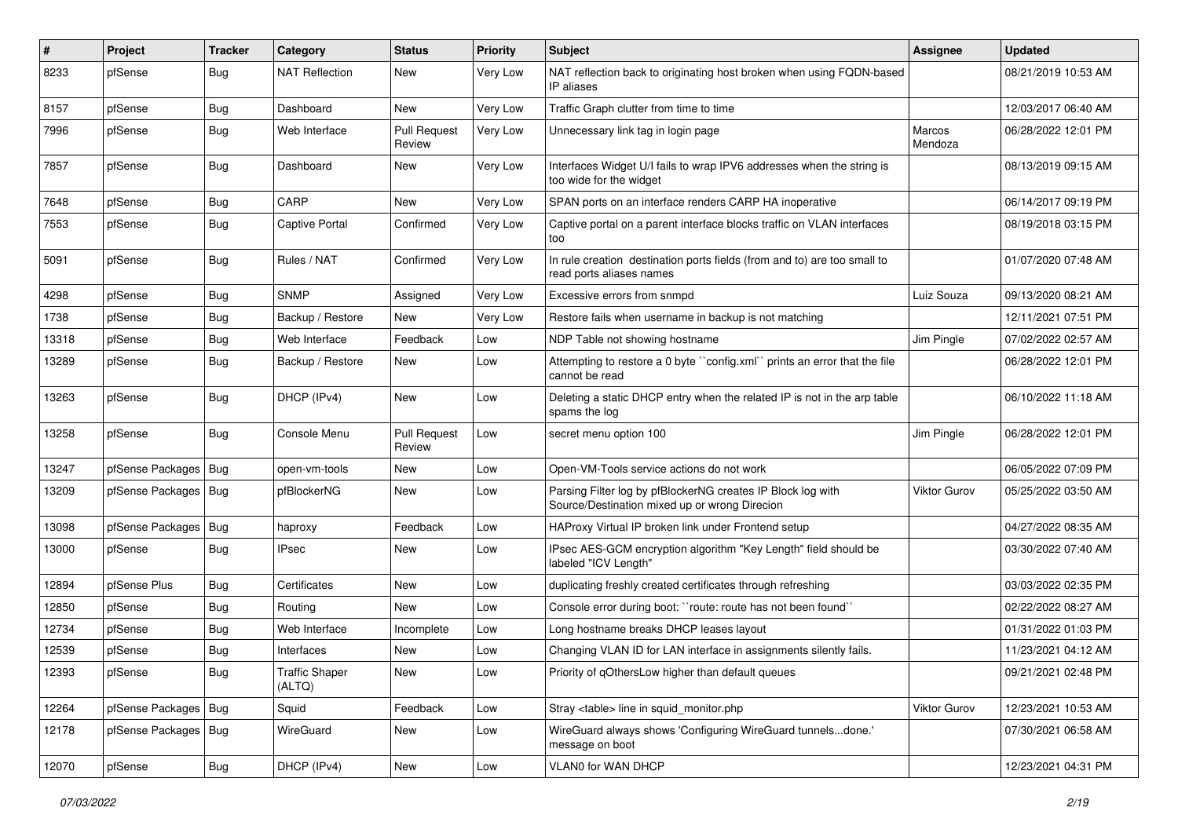| # | Project | Tracker | Category | Status | Priority | Subject | Assignee | Updated |
|---|---|---|---|---|---|---|---|---|
| 8233 | pfSense | Bug | NAT Reflection | New | Very Low | NAT reflection back to originating host broken when using FQDN-based IP aliases | | 08/21/2019 10:53 AM |
| 8157 | pfSense | Bug | Dashboard | New | Very Low | Traffic Graph clutter from time to time | | 12/03/2017 06:40 AM |
| 7996 | pfSense | Bug | Web Interface | Pull Request Review | Very Low | Unnecessary link tag in login page | Marcos Mendoza | 06/28/2022 12:01 PM |
| 7857 | pfSense | Bug | Dashboard | New | Very Low | Interfaces Widget U/I fails to wrap IPV6 addresses when the string is too wide for the widget | | 08/13/2019 09:15 AM |
| 7648 | pfSense | Bug | CARP | New | Very Low | SPAN ports on an interface renders CARP HA inoperative | | 06/14/2017 09:19 PM |
| 7553 | pfSense | Bug | Captive Portal | Confirmed | Very Low | Captive portal on a parent interface blocks traffic on VLAN interfaces too | | 08/19/2018 03:15 PM |
| 5091 | pfSense | Bug | Rules / NAT | Confirmed | Very Low | In rule creation destination ports fields (from and to) are too small to read ports aliases names | | 01/07/2020 07:48 AM |
| 4298 | pfSense | Bug | SNMP | Assigned | Very Low | Excessive errors from snmpd | Luiz Souza | 09/13/2020 08:21 AM |
| 1738 | pfSense | Bug | Backup / Restore | New | Very Low | Restore fails when username in backup is not matching | | 12/11/2021 07:51 PM |
| 13318 | pfSense | Bug | Web Interface | Feedback | Low | NDP Table not showing hostname | Jim Pingle | 07/02/2022 02:57 AM |
| 13289 | pfSense | Bug | Backup / Restore | New | Low | Attempting to restore a 0 byte ``config.xml`` prints an error that the file cannot be read | | 06/28/2022 12:01 PM |
| 13263 | pfSense | Bug | DHCP (IPv4) | New | Low | Deleting a static DHCP entry when the related IP is not in the arp table spams the log | | 06/10/2022 11:18 AM |
| 13258 | pfSense | Bug | Console Menu | Pull Request Review | Low | secret menu option 100 | Jim Pingle | 06/28/2022 12:01 PM |
| 13247 | pfSense Packages | Bug | open-vm-tools | New | Low | Open-VM-Tools service actions do not work | | 06/05/2022 07:09 PM |
| 13209 | pfSense Packages | Bug | pfBlockerNG | New | Low | Parsing Filter log by pfBlockerNG creates IP Block log with Source/Destination mixed up or wrong Direcion | Viktor Gurov | 05/25/2022 03:50 AM |
| 13098 | pfSense Packages | Bug | haproxy | Feedback | Low | HAProxy Virtual IP broken link under Frontend setup | | 04/27/2022 08:35 AM |
| 13000 | pfSense | Bug | IPsec | New | Low | IPsec AES-GCM encryption algorithm "Key Length" field should be labeled "ICV Length" | | 03/30/2022 07:40 AM |
| 12894 | pfSense Plus | Bug | Certificates | New | Low | duplicating freshly created certificates through refreshing | | 03/03/2022 02:35 PM |
| 12850 | pfSense | Bug | Routing | New | Low | Console error during boot: ``route: route has not been found`` | | 02/22/2022 08:27 AM |
| 12734 | pfSense | Bug | Web Interface | Incomplete | Low | Long hostname breaks DHCP leases layout | | 01/31/2022 01:03 PM |
| 12539 | pfSense | Bug | Interfaces | New | Low | Changing VLAN ID for LAN interface in assignments silently fails. | | 11/23/2021 04:12 AM |
| 12393 | pfSense | Bug | Traffic Shaper (ALTQ) | New | Low | Priority of qOthersLow higher than default queues | | 09/21/2021 02:48 PM |
| 12264 | pfSense Packages | Bug | Squid | Feedback | Low | Stray <table> line in squid_monitor.php | Viktor Gurov | 12/23/2021 10:53 AM |
| 12178 | pfSense Packages | Bug | WireGuard | New | Low | WireGuard always shows 'Configuring WireGuard tunnels...done.' message on boot | | 07/30/2021 06:58 AM |
| 12070 | pfSense | Bug | DHCP (IPv4) | New | Low | VLAN0 for WAN DHCP | | 12/23/2021 04:31 PM |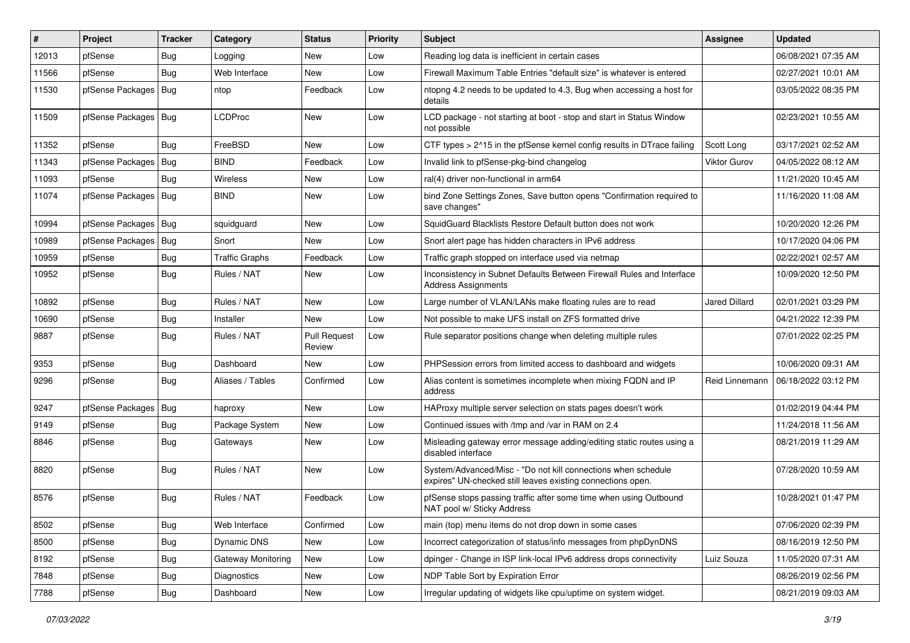| # | Project | Tracker | Category | Status | Priority | Subject | Assignee | Updated |
|---|---|---|---|---|---|---|---|---|
| 12013 | pfSense | Bug | Logging | New | Low | Reading log data is inefficient in certain cases | | 06/08/2021 07:35 AM |
| 11566 | pfSense | Bug | Web Interface | New | Low | Firewall Maximum Table Entries "default size" is whatever is entered | | 02/27/2021 10:01 AM |
| 11530 | pfSense Packages | Bug | ntop | Feedback | Low | ntopng 4.2 needs to be updated to 4.3, Bug when accessing a host for details | | 03/05/2022 08:35 PM |
| 11509 | pfSense Packages | Bug | LCDProc | New | Low | LCD package - not starting at boot - stop and start in Status Window not possible | | 02/23/2021 10:55 AM |
| 11352 | pfSense | Bug | FreeBSD | New | Low | CTF types > 2^15 in the pfSense kernel config results in DTrace failing | Scott Long | 03/17/2021 02:52 AM |
| 11343 | pfSense Packages | Bug | BIND | Feedback | Low | Invalid link to pfSense-pkg-bind changelog | Viktor Gurov | 04/05/2022 08:12 AM |
| 11093 | pfSense | Bug | Wireless | New | Low | ral(4) driver non-functional in arm64 | | 11/21/2020 10:45 AM |
| 11074 | pfSense Packages | Bug | BIND | New | Low | bind Zone Settings Zones, Save button opens "Confirmation required to save changes" | | 11/16/2020 11:08 AM |
| 10994 | pfSense Packages | Bug | squidguard | New | Low | SquidGuard Blacklists Restore Default button does not work | | 10/20/2020 12:26 PM |
| 10989 | pfSense Packages | Bug | Snort | New | Low | Snort alert page has hidden characters in IPv6 address | | 10/17/2020 04:06 PM |
| 10959 | pfSense | Bug | Traffic Graphs | Feedback | Low | Traffic graph stopped on interface used via netmap | | 02/22/2021 02:57 AM |
| 10952 | pfSense | Bug | Rules / NAT | New | Low | Inconsistency in Subnet Defaults Between Firewall Rules and Interface Address Assignments | | 10/09/2020 12:50 PM |
| 10892 | pfSense | Bug | Rules / NAT | New | Low | Large number of VLAN/LANs make floating rules are to read | Jared Dillard | 02/01/2021 03:29 PM |
| 10690 | pfSense | Bug | Installer | New | Low | Not possible to make UFS install on ZFS formatted drive | | 04/21/2022 12:39 PM |
| 9887 | pfSense | Bug | Rules / NAT | Pull Request Review | Low | Rule separator positions change when deleting multiple rules | | 07/01/2022 02:25 PM |
| 9353 | pfSense | Bug | Dashboard | New | Low | PHPSession errors from limited access to dashboard and widgets | | 10/06/2020 09:31 AM |
| 9296 | pfSense | Bug | Aliases / Tables | Confirmed | Low | Alias content is sometimes incomplete when mixing FQDN and IP address | Reid Linnemann | 06/18/2022 03:12 PM |
| 9247 | pfSense Packages | Bug | haproxy | New | Low | HAProxy multiple server selection on stats pages doesn't work | | 01/02/2019 04:44 PM |
| 9149 | pfSense | Bug | Package System | New | Low | Continued issues with /tmp and /var in RAM on 2.4 | | 11/24/2018 11:56 AM |
| 8846 | pfSense | Bug | Gateways | New | Low | Misleading gateway error message adding/editing static routes using a disabled interface | | 08/21/2019 11:29 AM |
| 8820 | pfSense | Bug | Rules / NAT | New | Low | System/Advanced/Misc - "Do not kill connections when schedule expires" UN-checked still leaves existing connections open. | | 07/28/2020 10:59 AM |
| 8576 | pfSense | Bug | Rules / NAT | Feedback | Low | pfSense stops passing traffic after some time when using Outbound NAT pool w/ Sticky Address | | 10/28/2021 01:47 PM |
| 8502 | pfSense | Bug | Web Interface | Confirmed | Low | main (top) menu items do not drop down in some cases | | 07/06/2020 02:39 PM |
| 8500 | pfSense | Bug | Dynamic DNS | New | Low | Incorrect categorization of status/info messages from phpDynDNS | | 08/16/2019 12:50 PM |
| 8192 | pfSense | Bug | Gateway Monitoring | New | Low | dpinger - Change in ISP link-local IPv6 address drops connectivity | Luiz Souza | 11/05/2020 07:31 AM |
| 7848 | pfSense | Bug | Diagnostics | New | Low | NDP Table Sort by Expiration Error | | 08/26/2019 02:56 PM |
| 7788 | pfSense | Bug | Dashboard | New | Low | Irregular updating of widgets like cpu/uptime on system widget. | | 08/21/2019 09:03 AM |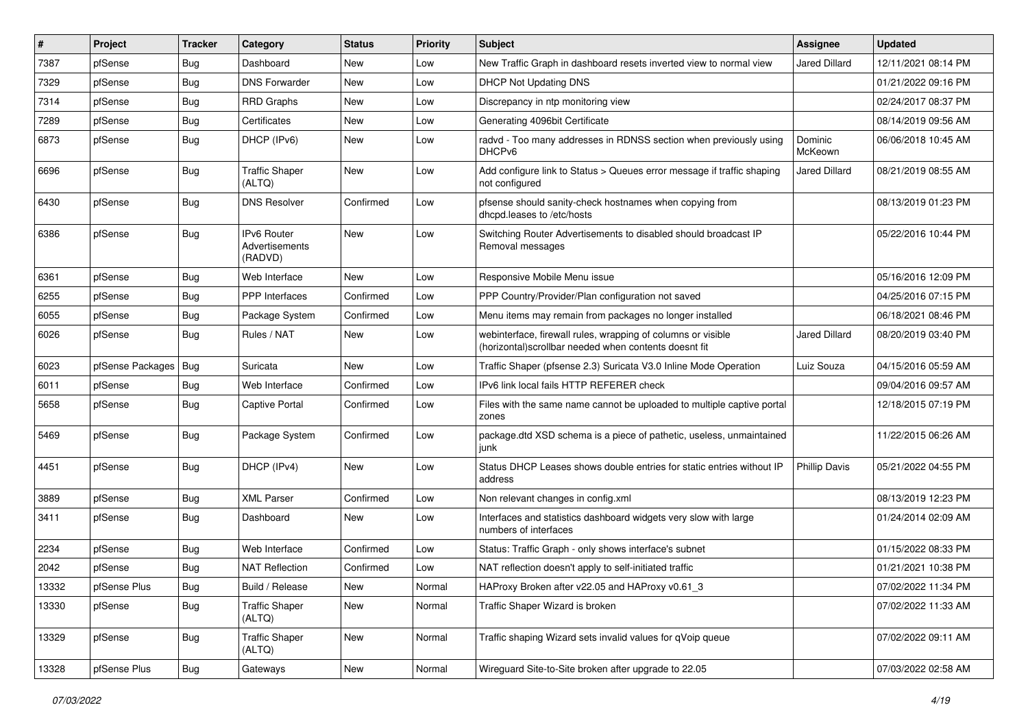| # | Project | Tracker | Category | Status | Priority | Subject | Assignee | Updated |
|---|---|---|---|---|---|---|---|---|
| 7387 | pfSense | Bug | Dashboard | New | Low | New Traffic Graph in dashboard resets inverted view to normal view | Jared Dillard | 12/11/2021 08:14 PM |
| 7329 | pfSense | Bug | DNS Forwarder | New | Low | DHCP Not Updating DNS | | 01/21/2022 09:16 PM |
| 7314 | pfSense | Bug | RRD Graphs | New | Low | Discrepancy in ntp monitoring view | | 02/24/2017 08:37 PM |
| 7289 | pfSense | Bug | Certificates | New | Low | Generating 4096bit Certificate | | 08/14/2019 09:56 AM |
| 6873 | pfSense | Bug | DHCP (IPv6) | New | Low | radvd - Too many addresses in RDNSS section when previously using DHCPv6 | Dominic McKeown | 06/06/2018 10:45 AM |
| 6696 | pfSense | Bug | Traffic Shaper (ALTQ) | New | Low | Add configure link to Status > Queues error message if traffic shaping not configured | Jared Dillard | 08/21/2019 08:55 AM |
| 6430 | pfSense | Bug | DNS Resolver | Confirmed | Low | pfsense should sanity-check hostnames when copying from dhcpd.leases to /etc/hosts | | 08/13/2019 01:23 PM |
| 6386 | pfSense | Bug | IPv6 Router Advertisements (RADVD) | New | Low | Switching Router Advertisements to disabled should broadcast IP Removal messages | | 05/22/2016 10:44 PM |
| 6361 | pfSense | Bug | Web Interface | New | Low | Responsive Mobile Menu issue | | 05/16/2016 12:09 PM |
| 6255 | pfSense | Bug | PPP Interfaces | Confirmed | Low | PPP Country/Provider/Plan configuration not saved | | 04/25/2016 07:15 PM |
| 6055 | pfSense | Bug | Package System | Confirmed | Low | Menu items may remain from packages no longer installed | | 06/18/2021 08:46 PM |
| 6026 | pfSense | Bug | Rules / NAT | New | Low | webinterface, firewall rules, wrapping of columns or visible (horizontal)scrollbar needed when contents doesnt fit | Jared Dillard | 08/20/2019 03:40 PM |
| 6023 | pfSense Packages | Bug | Suricata | New | Low | Traffic Shaper (pfsense 2.3) Suricata V3.0 Inline Mode Operation | Luiz Souza | 04/15/2016 05:59 AM |
| 6011 | pfSense | Bug | Web Interface | Confirmed | Low | IPv6 link local fails HTTP REFERER check | | 09/04/2016 09:57 AM |
| 5658 | pfSense | Bug | Captive Portal | Confirmed | Low | Files with the same name cannot be uploaded to multiple captive portal zones | | 12/18/2015 07:19 PM |
| 5469 | pfSense | Bug | Package System | Confirmed | Low | package.dtd XSD schema is a piece of pathetic, useless, unmaintained junk | | 11/22/2015 06:26 AM |
| 4451 | pfSense | Bug | DHCP (IPv4) | New | Low | Status DHCP Leases shows double entries for static entries without IP address | Phillip Davis | 05/21/2022 04:55 PM |
| 3889 | pfSense | Bug | XML Parser | Confirmed | Low | Non relevant changes in config.xml | | 08/13/2019 12:23 PM |
| 3411 | pfSense | Bug | Dashboard | New | Low | Interfaces and statistics dashboard widgets very slow with large numbers of interfaces | | 01/24/2014 02:09 AM |
| 2234 | pfSense | Bug | Web Interface | Confirmed | Low | Status: Traffic Graph - only shows interface's subnet | | 01/15/2022 08:33 PM |
| 2042 | pfSense | Bug | NAT Reflection | Confirmed | Low | NAT reflection doesn't apply to self-initiated traffic | | 01/21/2021 10:38 PM |
| 13332 | pfSense Plus | Bug | Build / Release | New | Normal | HAProxy Broken after v22.05 and HAProxy v0.61_3 | | 07/02/2022 11:34 PM |
| 13330 | pfSense | Bug | Traffic Shaper (ALTQ) | New | Normal | Traffic Shaper Wizard is broken | | 07/02/2022 11:33 AM |
| 13329 | pfSense | Bug | Traffic Shaper (ALTQ) | New | Normal | Traffic shaping Wizard sets invalid values for qVoip queue | | 07/02/2022 09:11 AM |
| 13328 | pfSense Plus | Bug | Gateways | New | Normal | Wireguard Site-to-Site broken after upgrade to 22.05 | | 07/03/2022 02:58 AM |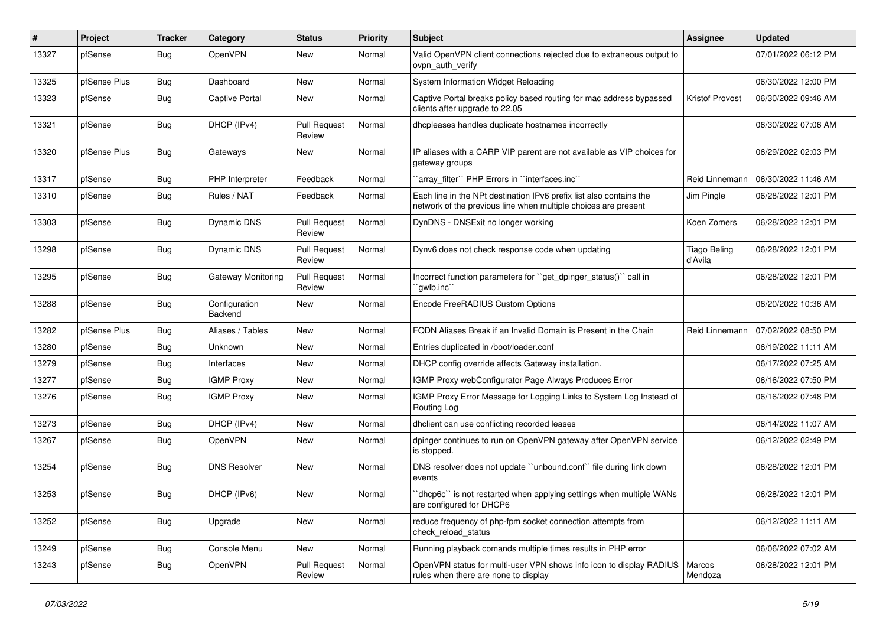| # | Project | Tracker | Category | Status | Priority | Subject | Assignee | Updated |
|---|---|---|---|---|---|---|---|---|
| 13327 | pfSense | Bug | OpenVPN | New | Normal | Valid OpenVPN client connections rejected due to extraneous output to ovpn_auth_verify | | 07/01/2022 06:12 PM |
| 13325 | pfSense Plus | Bug | Dashboard | New | Normal | System Information Widget Reloading | | 06/30/2022 12:00 PM |
| 13323 | pfSense | Bug | Captive Portal | New | Normal | Captive Portal breaks policy based routing for mac address bypassed clients after upgrade to 22.05 | Kristof Provost | 06/30/2022 09:46 AM |
| 13321 | pfSense | Bug | DHCP (IPv4) | Pull Request Review | Normal | dhcpleases handles duplicate hostnames incorrectly | | 06/30/2022 07:06 AM |
| 13320 | pfSense Plus | Bug | Gateways | New | Normal | IP aliases with a CARP VIP parent are not available as VIP choices for gateway groups | | 06/29/2022 02:03 PM |
| 13317 | pfSense | Bug | PHP Interpreter | Feedback | Normal | ``array_filter`` PHP Errors in ``interfaces.inc`` | Reid Linnemann | 06/30/2022 11:46 AM |
| 13310 | pfSense | Bug | Rules / NAT | Feedback | Normal | Each line in the NPt destination IPv6 prefix list also contains the network of the previous line when multiple choices are present | Jim Pingle | 06/28/2022 12:01 PM |
| 13303 | pfSense | Bug | Dynamic DNS | Pull Request Review | Normal | DynDNS - DNSExit no longer working | Koen Zomers | 06/28/2022 12:01 PM |
| 13298 | pfSense | Bug | Dynamic DNS | Pull Request Review | Normal | Dynv6 does not check response code when updating | Tiago Beling d'Avila | 06/28/2022 12:01 PM |
| 13295 | pfSense | Bug | Gateway Monitoring | Pull Request Review | Normal | Incorrect function parameters for ``get_dpinger_status()`` call in ``gwlb.inc`` | | 06/28/2022 12:01 PM |
| 13288 | pfSense | Bug | Configuration Backend | New | Normal | Encode FreeRADIUS Custom Options | | 06/20/2022 10:36 AM |
| 13282 | pfSense Plus | Bug | Aliases / Tables | New | Normal | FQDN Aliases Break if an Invalid Domain is Present in the Chain | Reid Linnemann | 07/02/2022 08:50 PM |
| 13280 | pfSense | Bug | Unknown | New | Normal | Entries duplicated in /boot/loader.conf | | 06/19/2022 11:11 AM |
| 13279 | pfSense | Bug | Interfaces | New | Normal | DHCP config override affects Gateway installation. | | 06/17/2022 07:25 AM |
| 13277 | pfSense | Bug | IGMP Proxy | New | Normal | IGMP Proxy webConfigurator Page Always Produces Error | | 06/16/2022 07:50 PM |
| 13276 | pfSense | Bug | IGMP Proxy | New | Normal | IGMP Proxy Error Message for Logging Links to System Log Instead of Routing Log | | 06/16/2022 07:48 PM |
| 13273 | pfSense | Bug | DHCP (IPv4) | New | Normal | dhclient can use conflicting recorded leases | | 06/14/2022 11:07 AM |
| 13267 | pfSense | Bug | OpenVPN | New | Normal | dpinger continues to run on OpenVPN gateway after OpenVPN service is stopped. | | 06/12/2022 02:49 PM |
| 13254 | pfSense | Bug | DNS Resolver | New | Normal | DNS resolver does not update ``unbound.conf`` file during link down events | | 06/28/2022 12:01 PM |
| 13253 | pfSense | Bug | DHCP (IPv6) | New | Normal | ``dhcp6c`` is not restarted when applying settings when multiple WANs are configured for DHCP6 | | 06/28/2022 12:01 PM |
| 13252 | pfSense | Bug | Upgrade | New | Normal | reduce frequency of php-fpm socket connection attempts from check_reload_status | | 06/12/2022 11:11 AM |
| 13249 | pfSense | Bug | Console Menu | New | Normal | Running playback comands multiple times results in PHP error | | 06/06/2022 07:02 AM |
| 13243 | pfSense | Bug | OpenVPN | Pull Request Review | Normal | OpenVPN status for multi-user VPN shows info icon to display RADIUS rules when there are none to display | Marcos Mendoza | 06/28/2022 12:01 PM |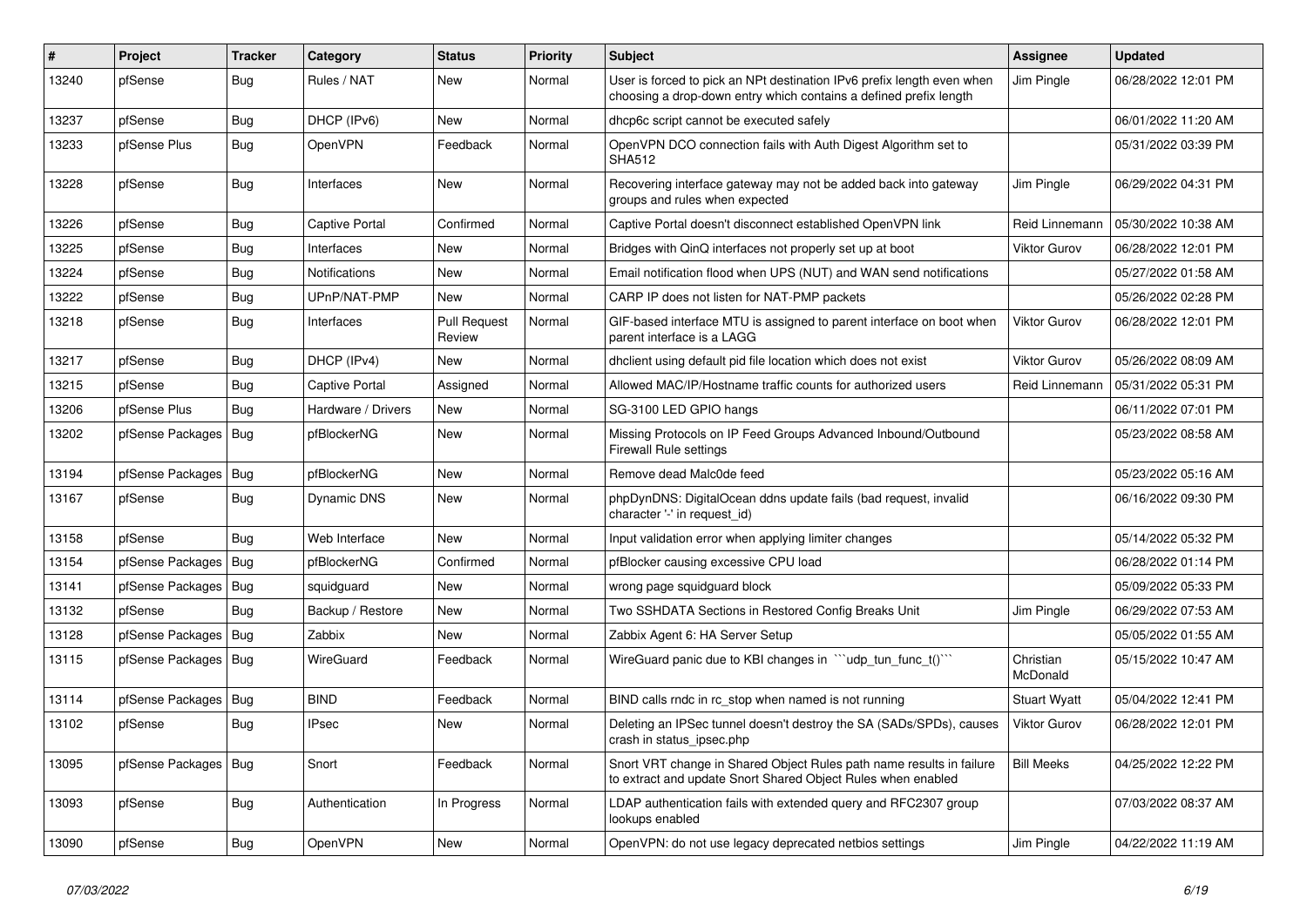| # | Project | Tracker | Category | Status | Priority | Subject | Assignee | Updated |
|---|---|---|---|---|---|---|---|---|
| 13240 | pfSense | Bug | Rules / NAT | New | Normal | User is forced to pick an NPt destination IPv6 prefix length even when choosing a drop-down entry which contains a defined prefix length | Jim Pingle | 06/28/2022 12:01 PM |
| 13237 | pfSense | Bug | DHCP (IPv6) | New | Normal | dhcp6c script cannot be executed safely | | 06/01/2022 11:20 AM |
| 13233 | pfSense Plus | Bug | OpenVPN | Feedback | Normal | OpenVPN DCO connection fails with Auth Digest Algorithm set to SHA512 | | 05/31/2022 03:39 PM |
| 13228 | pfSense | Bug | Interfaces | New | Normal | Recovering interface gateway may not be added back into gateway groups and rules when expected | Jim Pingle | 06/29/2022 04:31 PM |
| 13226 | pfSense | Bug | Captive Portal | Confirmed | Normal | Captive Portal doesn't disconnect established OpenVPN link | Reid Linnemann | 05/30/2022 10:38 AM |
| 13225 | pfSense | Bug | Interfaces | New | Normal | Bridges with QinQ interfaces not properly set up at boot | Viktor Gurov | 06/28/2022 12:01 PM |
| 13224 | pfSense | Bug | Notifications | New | Normal | Email notification flood when UPS (NUT) and WAN send notifications | | 05/27/2022 01:58 AM |
| 13222 | pfSense | Bug | UPnP/NAT-PMP | New | Normal | CARP IP does not listen for NAT-PMP packets | | 05/26/2022 02:28 PM |
| 13218 | pfSense | Bug | Interfaces | Pull Request Review | Normal | GIF-based interface MTU is assigned to parent interface on boot when parent interface is a LAGG | Viktor Gurov | 06/28/2022 12:01 PM |
| 13217 | pfSense | Bug | DHCP (IPv4) | New | Normal | dhclient using default pid file location which does not exist | Viktor Gurov | 05/26/2022 08:09 AM |
| 13215 | pfSense | Bug | Captive Portal | Assigned | Normal | Allowed MAC/IP/Hostname traffic counts for authorized users | Reid Linnemann | 05/31/2022 05:31 PM |
| 13206 | pfSense Plus | Bug | Hardware / Drivers | New | Normal | SG-3100 LED GPIO hangs | | 06/11/2022 07:01 PM |
| 13202 | pfSense Packages | Bug | pfBlockerNG | New | Normal | Missing Protocols on IP Feed Groups Advanced Inbound/Outbound Firewall Rule settings | | 05/23/2022 08:58 AM |
| 13194 | pfSense Packages | Bug | pfBlockerNG | New | Normal | Remove dead Malc0de feed | | 05/23/2022 05:16 AM |
| 13167 | pfSense | Bug | Dynamic DNS | New | Normal | phpDynDNS: DigitalOcean ddns update fails (bad request, invalid character '-' in request_id) | | 06/16/2022 09:30 PM |
| 13158 | pfSense | Bug | Web Interface | New | Normal | Input validation error when applying limiter changes | | 05/14/2022 05:32 PM |
| 13154 | pfSense Packages | Bug | pfBlockerNG | Confirmed | Normal | pfBlocker causing excessive CPU load | | 06/28/2022 01:14 PM |
| 13141 | pfSense Packages | Bug | squidguard | New | Normal | wrong page squidguard block | | 05/09/2022 05:33 PM |
| 13132 | pfSense | Bug | Backup / Restore | New | Normal | Two SSHDATA Sections in Restored Config Breaks Unit | Jim Pingle | 06/29/2022 07:53 AM |
| 13128 | pfSense Packages | Bug | Zabbix | New | Normal | Zabbix Agent 6: HA Server Setup | | 05/05/2022 01:55 AM |
| 13115 | pfSense Packages | Bug | WireGuard | Feedback | Normal | WireGuard panic due to KBI changes in ```udp_tun_func_t()``` | Christian McDonald | 05/15/2022 10:47 AM |
| 13114 | pfSense Packages | Bug | BIND | Feedback | Normal | BIND calls rndc in rc_stop when named is not running | Stuart Wyatt | 05/04/2022 12:41 PM |
| 13102 | pfSense | Bug | IPsec | New | Normal | Deleting an IPSec tunnel doesn't destroy the SA (SADs/SPDs), causes crash in status_ipsec.php | Viktor Gurov | 06/28/2022 12:01 PM |
| 13095 | pfSense Packages | Bug | Snort | Feedback | Normal | Snort VRT change in Shared Object Rules path name results in failure to extract and update Snort Shared Object Rules when enabled | Bill Meeks | 04/25/2022 12:22 PM |
| 13093 | pfSense | Bug | Authentication | In Progress | Normal | LDAP authentication fails with extended query and RFC2307 group lookups enabled | | 07/03/2022 08:37 AM |
| 13090 | pfSense | Bug | OpenVPN | New | Normal | OpenVPN: do not use legacy deprecated netbios settings | Jim Pingle | 04/22/2022 11:19 AM |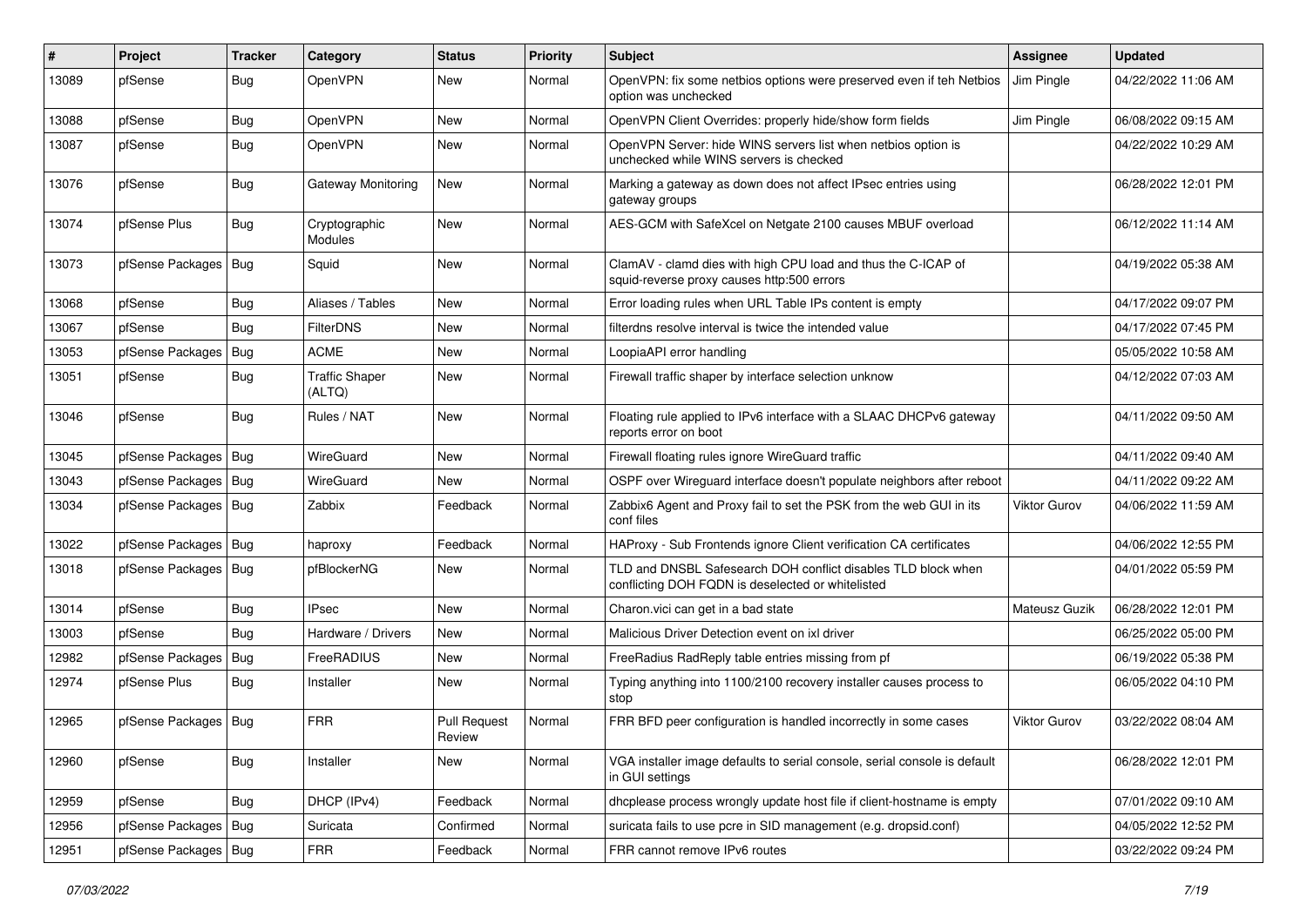| # | Project | Tracker | Category | Status | Priority | Subject | Assignee | Updated |
|---|---|---|---|---|---|---|---|---|
| 13089 | pfSense | Bug | OpenVPN | New | Normal | OpenVPN: fix some netbios options were preserved even if teh Netbios option was unchecked | Jim Pingle | 04/22/2022 11:06 AM |
| 13088 | pfSense | Bug | OpenVPN | New | Normal | OpenVPN Client Overrides: properly hide/show form fields | Jim Pingle | 06/08/2022 09:15 AM |
| 13087 | pfSense | Bug | OpenVPN | New | Normal | OpenVPN Server: hide WINS servers list when netbios option is unchecked while WINS servers is checked | | 04/22/2022 10:29 AM |
| 13076 | pfSense | Bug | Gateway Monitoring | New | Normal | Marking a gateway as down does not affect IPsec entries using gateway groups | | 06/28/2022 12:01 PM |
| 13074 | pfSense Plus | Bug | Cryptographic Modules | New | Normal | AES-GCM with SafeXcel on Netgate 2100 causes MBUF overload | | 06/12/2022 11:14 AM |
| 13073 | pfSense Packages | Bug | Squid | New | Normal | ClamAV - clamd dies with high CPU load and thus the C-ICAP of squid-reverse proxy causes http:500 errors | | 04/19/2022 05:38 AM |
| 13068 | pfSense | Bug | Aliases / Tables | New | Normal | Error loading rules when URL Table IPs content is empty | | 04/17/2022 09:07 PM |
| 13067 | pfSense | Bug | FilterDNS | New | Normal | filterdns resolve interval is twice the intended value | | 04/17/2022 07:45 PM |
| 13053 | pfSense Packages | Bug | ACME | New | Normal | LoopiaAPI error handling | | 05/05/2022 10:58 AM |
| 13051 | pfSense | Bug | Traffic Shaper (ALTQ) | New | Normal | Firewall traffic shaper by interface selection unknow | | 04/12/2022 07:03 AM |
| 13046 | pfSense | Bug | Rules / NAT | New | Normal | Floating rule applied to IPv6 interface with a SLAAC DHCPv6 gateway reports error on boot | | 04/11/2022 09:50 AM |
| 13045 | pfSense Packages | Bug | WireGuard | New | Normal | Firewall floating rules ignore WireGuard traffic | | 04/11/2022 09:40 AM |
| 13043 | pfSense Packages | Bug | WireGuard | New | Normal | OSPF over Wireguard interface doesn't populate neighbors after reboot | | 04/11/2022 09:22 AM |
| 13034 | pfSense Packages | Bug | Zabbix | Feedback | Normal | Zabbix6 Agent and Proxy fail to set the PSK from the web GUI in its conf files | Viktor Gurov | 04/06/2022 11:59 AM |
| 13022 | pfSense Packages | Bug | haproxy | Feedback | Normal | HAProxy - Sub Frontends ignore Client verification CA certificates | | 04/06/2022 12:55 PM |
| 13018 | pfSense Packages | Bug | pfBlockerNG | New | Normal | TLD and DNSBL Safesearch DOH conflict disables TLD block when conflicting DOH FQDN is deselected or whitelisted | | 04/01/2022 05:59 PM |
| 13014 | pfSense | Bug | IPsec | New | Normal | Charon.vici can get in a bad state | Mateusz Guzik | 06/28/2022 12:01 PM |
| 13003 | pfSense | Bug | Hardware / Drivers | New | Normal | Malicious Driver Detection event on ixl driver | | 06/25/2022 05:00 PM |
| 12982 | pfSense Packages | Bug | FreeRADIUS | New | Normal | FreeRadius RadReply table entries missing from pf | | 06/19/2022 05:38 PM |
| 12974 | pfSense Plus | Bug | Installer | New | Normal | Typing anything into 1100/2100 recovery installer causes process to stop | | 06/05/2022 04:10 PM |
| 12965 | pfSense Packages | Bug | FRR | Pull Request Review | Normal | FRR BFD peer configuration is handled incorrectly in some cases | Viktor Gurov | 03/22/2022 08:04 AM |
| 12960 | pfSense | Bug | Installer | New | Normal | VGA installer image defaults to serial console, serial console is default in GUI settings | | 06/28/2022 12:01 PM |
| 12959 | pfSense | Bug | DHCP (IPv4) | Feedback | Normal | dhcplease process wrongly update host file if client-hostname is empty | | 07/01/2022 09:10 AM |
| 12956 | pfSense Packages | Bug | Suricata | Confirmed | Normal | suricata fails to use pcre in SID management (e.g. dropsid.conf) | | 04/05/2022 12:52 PM |
| 12951 | pfSense Packages | Bug | FRR | Feedback | Normal | FRR cannot remove IPv6 routes | | 03/22/2022 09:24 PM |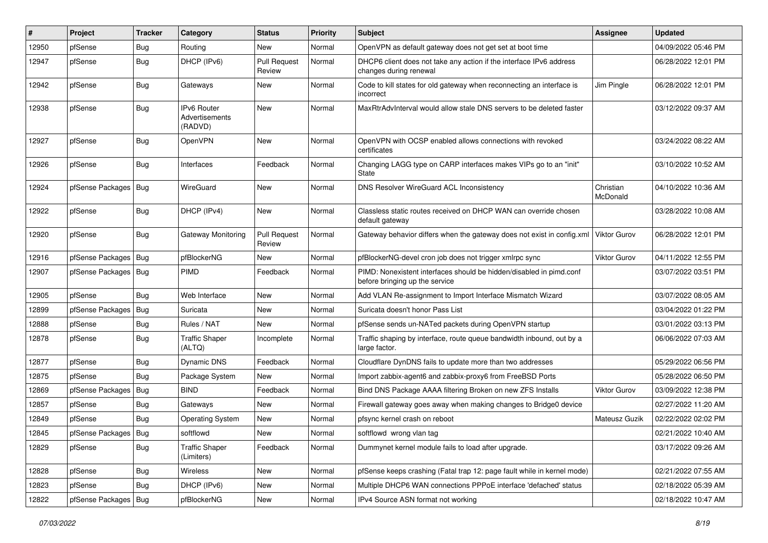| # | Project | Tracker | Category | Status | Priority | Subject | Assignee | Updated |
|---|---|---|---|---|---|---|---|---|
| 12950 | pfSense | Bug | Routing | New | Normal | OpenVPN as default gateway does not get set at boot time | | 04/09/2022 05:46 PM |
| 12947 | pfSense | Bug | DHCP (IPv6) | Pull Request Review | Normal | DHCP6 client does not take any action if the interface IPv6 address changes during renewal | | 06/28/2022 12:01 PM |
| 12942 | pfSense | Bug | Gateways | New | Normal | Code to kill states for old gateway when reconnecting an interface is incorrect | Jim Pingle | 06/28/2022 12:01 PM |
| 12938 | pfSense | Bug | IPv6 Router Advertisements (RADVD) | New | Normal | MaxRtrAdvInterval would allow stale DNS servers to be deleted faster | | 03/12/2022 09:37 AM |
| 12927 | pfSense | Bug | OpenVPN | New | Normal | OpenVPN with OCSP enabled allows connections with revoked certificates | | 03/24/2022 08:22 AM |
| 12926 | pfSense | Bug | Interfaces | Feedback | Normal | Changing LAGG type on CARP interfaces makes VIPs go to an "init" State | | 03/10/2022 10:52 AM |
| 12924 | pfSense Packages | Bug | WireGuard | New | Normal | DNS Resolver WireGuard ACL Inconsistency | Christian McDonald | 04/10/2022 10:36 AM |
| 12922 | pfSense | Bug | DHCP (IPv4) | New | Normal | Classless static routes received on DHCP WAN can override chosen default gateway | | 03/28/2022 10:08 AM |
| 12920 | pfSense | Bug | Gateway Monitoring | Pull Request Review | Normal | Gateway behavior differs when the gateway does not exist in config.xml | Viktor Gurov | 06/28/2022 12:01 PM |
| 12916 | pfSense Packages | Bug | pfBlockerNG | New | Normal | pfBlockerNG-devel cron job does not trigger xmlrpc sync | Viktor Gurov | 04/11/2022 12:55 PM |
| 12907 | pfSense Packages | Bug | PIMD | Feedback | Normal | PIMD: Nonexistent interfaces should be hidden/disabled in pimd.conf before bringing up the service | | 03/07/2022 03:51 PM |
| 12905 | pfSense | Bug | Web Interface | New | Normal | Add VLAN Re-assignment to Import Interface Mismatch Wizard | | 03/07/2022 08:05 AM |
| 12899 | pfSense Packages | Bug | Suricata | New | Normal | Suricata doesn't honor Pass List | | 03/04/2022 01:22 PM |
| 12888 | pfSense | Bug | Rules / NAT | New | Normal | pfSense sends un-NATed packets during OpenVPN startup | | 03/01/2022 03:13 PM |
| 12878 | pfSense | Bug | Traffic Shaper (ALTQ) | Incomplete | Normal | Traffic shaping by interface, route queue bandwidth inbound, out by a large factor. | | 06/06/2022 07:03 AM |
| 12877 | pfSense | Bug | Dynamic DNS | Feedback | Normal | Cloudflare DynDNS fails to update more than two addresses | | 05/29/2022 06:56 PM |
| 12875 | pfSense | Bug | Package System | New | Normal | Import zabbix-agent6 and zabbix-proxy6 from FreeBSD Ports | | 05/28/2022 06:50 PM |
| 12869 | pfSense Packages | Bug | BIND | Feedback | Normal | Bind DNS Package AAAA filtering Broken on new ZFS Installs | Viktor Gurov | 03/09/2022 12:38 PM |
| 12857 | pfSense | Bug | Gateways | New | Normal | Firewall gateway goes away when making changes to Bridge0 device | | 02/27/2022 11:20 AM |
| 12849 | pfSense | Bug | Operating System | New | Normal | pfsync kernel crash on reboot | Mateusz Guzik | 02/22/2022 02:02 PM |
| 12845 | pfSense Packages | Bug | softflowd | New | Normal | softflowd wrong vlan tag | | 02/21/2022 10:40 AM |
| 12829 | pfSense | Bug | Traffic Shaper (Limiters) | Feedback | Normal | Dummynet kernel module fails to load after upgrade. | | 03/17/2022 09:26 AM |
| 12828 | pfSense | Bug | Wireless | New | Normal | pfSense keeps crashing (Fatal trap 12: page fault while in kernel mode) | | 02/21/2022 07:55 AM |
| 12823 | pfSense | Bug | DHCP (IPv6) | New | Normal | Multiple DHCP6 WAN connections PPPoE interface 'defached' status | | 02/18/2022 05:39 AM |
| 12822 | pfSense Packages | Bug | pfBlockerNG | New | Normal | IPv4 Source ASN format not working | | 02/18/2022 10:47 AM |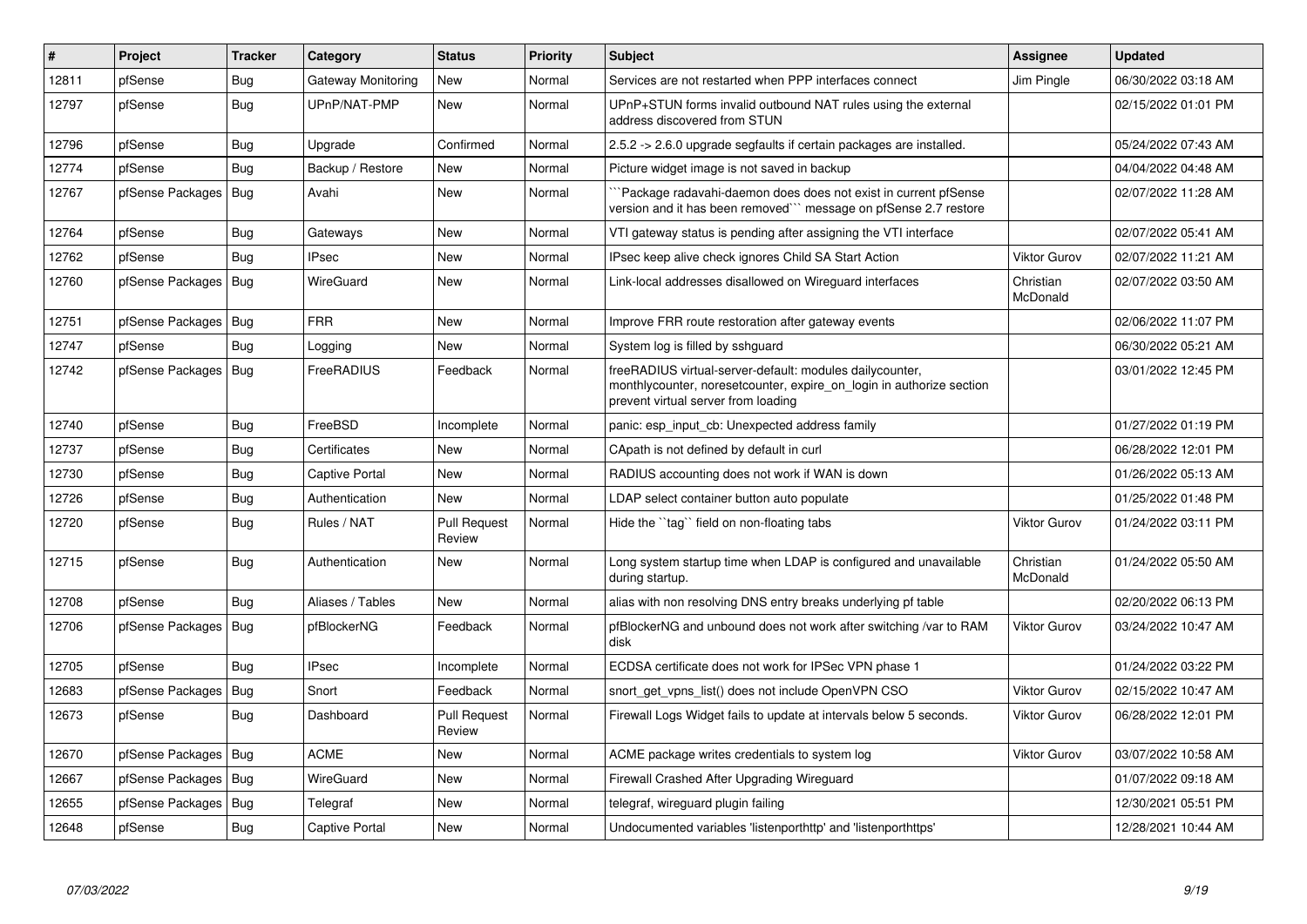| # | Project | Tracker | Category | Status | Priority | Subject | Assignee | Updated |
|---|---|---|---|---|---|---|---|---|
| 12811 | pfSense | Bug | Gateway Monitoring | New | Normal | Services are not restarted when PPP interfaces connect | Jim Pingle | 06/30/2022 03:18 AM |
| 12797 | pfSense | Bug | UPnP/NAT-PMP | New | Normal | UPnP+STUN forms invalid outbound NAT rules using the external address discovered from STUN | | 02/15/2022 01:01 PM |
| 12796 | pfSense | Bug | Upgrade | Confirmed | Normal | 2.5.2 -> 2.6.0 upgrade segfaults if certain packages are installed. | | 05/24/2022 07:43 AM |
| 12774 | pfSense | Bug | Backup / Restore | New | Normal | Picture widget image is not saved in backup | | 04/04/2022 04:48 AM |
| 12767 | pfSense Packages | Bug | Avahi | New | Normal | ```Package radavahi-daemon does does not exist in current pfSense version and it has been removed``` message on pfSense 2.7 restore | | 02/07/2022 11:28 AM |
| 12764 | pfSense | Bug | Gateways | New | Normal | VTI gateway status is pending after assigning the VTI interface | | 02/07/2022 05:41 AM |
| 12762 | pfSense | Bug | IPsec | New | Normal | IPsec keep alive check ignores Child SA Start Action | Viktor Gurov | 02/07/2022 11:21 AM |
| 12760 | pfSense Packages | Bug | WireGuard | New | Normal | Link-local addresses disallowed on Wireguard interfaces | Christian McDonald | 02/07/2022 03:50 AM |
| 12751 | pfSense Packages | Bug | FRR | New | Normal | Improve FRR route restoration after gateway events | | 02/06/2022 11:07 PM |
| 12747 | pfSense | Bug | Logging | New | Normal | System log is filled by sshguard | | 06/30/2022 05:21 AM |
| 12742 | pfSense Packages | Bug | FreeRADIUS | Feedback | Normal | freeRADIUS virtual-server-default: modules dailycounter, monthlycounter, noresetcounter, expire_on_login in authorize section prevent virtual server from loading | | 03/01/2022 12:45 PM |
| 12740 | pfSense | Bug | FreeBSD | Incomplete | Normal | panic: esp_input_cb: Unexpected address family | | 01/27/2022 01:19 PM |
| 12737 | pfSense | Bug | Certificates | New | Normal | CApath is not defined by default in curl | | 06/28/2022 12:01 PM |
| 12730 | pfSense | Bug | Captive Portal | New | Normal | RADIUS accounting does not work if WAN is down | | 01/26/2022 05:13 AM |
| 12726 | pfSense | Bug | Authentication | New | Normal | LDAP select container button auto populate | | 01/25/2022 01:48 PM |
| 12720 | pfSense | Bug | Rules / NAT | Pull Request Review | Normal | Hide the ``tag`` field on non-floating tabs | Viktor Gurov | 01/24/2022 03:11 PM |
| 12715 | pfSense | Bug | Authentication | New | Normal | Long system startup time when LDAP is configured and unavailable during startup. | Christian McDonald | 01/24/2022 05:50 AM |
| 12708 | pfSense | Bug | Aliases / Tables | New | Normal | alias with non resolving DNS entry breaks underlying pf table | | 02/20/2022 06:13 PM |
| 12706 | pfSense Packages | Bug | pfBlockerNG | Feedback | Normal | pfBlockerNG and unbound does not work after switching /var to RAM disk | Viktor Gurov | 03/24/2022 10:47 AM |
| 12705 | pfSense | Bug | IPsec | Incomplete | Normal | ECDSA certificate does not work for IPSec VPN phase 1 | | 01/24/2022 03:22 PM |
| 12683 | pfSense Packages | Bug | Snort | Feedback | Normal | snort_get_vpns_list() does not include OpenVPN CSO | Viktor Gurov | 02/15/2022 10:47 AM |
| 12673 | pfSense | Bug | Dashboard | Pull Request Review | Normal | Firewall Logs Widget fails to update at intervals below 5 seconds. | Viktor Gurov | 06/28/2022 12:01 PM |
| 12670 | pfSense Packages | Bug | ACME | New | Normal | ACME package writes credentials to system log | Viktor Gurov | 03/07/2022 10:58 AM |
| 12667 | pfSense Packages | Bug | WireGuard | New | Normal | Firewall Crashed After Upgrading Wireguard | | 01/07/2022 09:18 AM |
| 12655 | pfSense Packages | Bug | Telegraf | New | Normal | telegraf, wireguard plugin failing | | 12/30/2021 05:51 PM |
| 12648 | pfSense | Bug | Captive Portal | New | Normal | Undocumented variables 'listenporthttp' and 'listenporthttps' | | 12/28/2021 10:44 AM |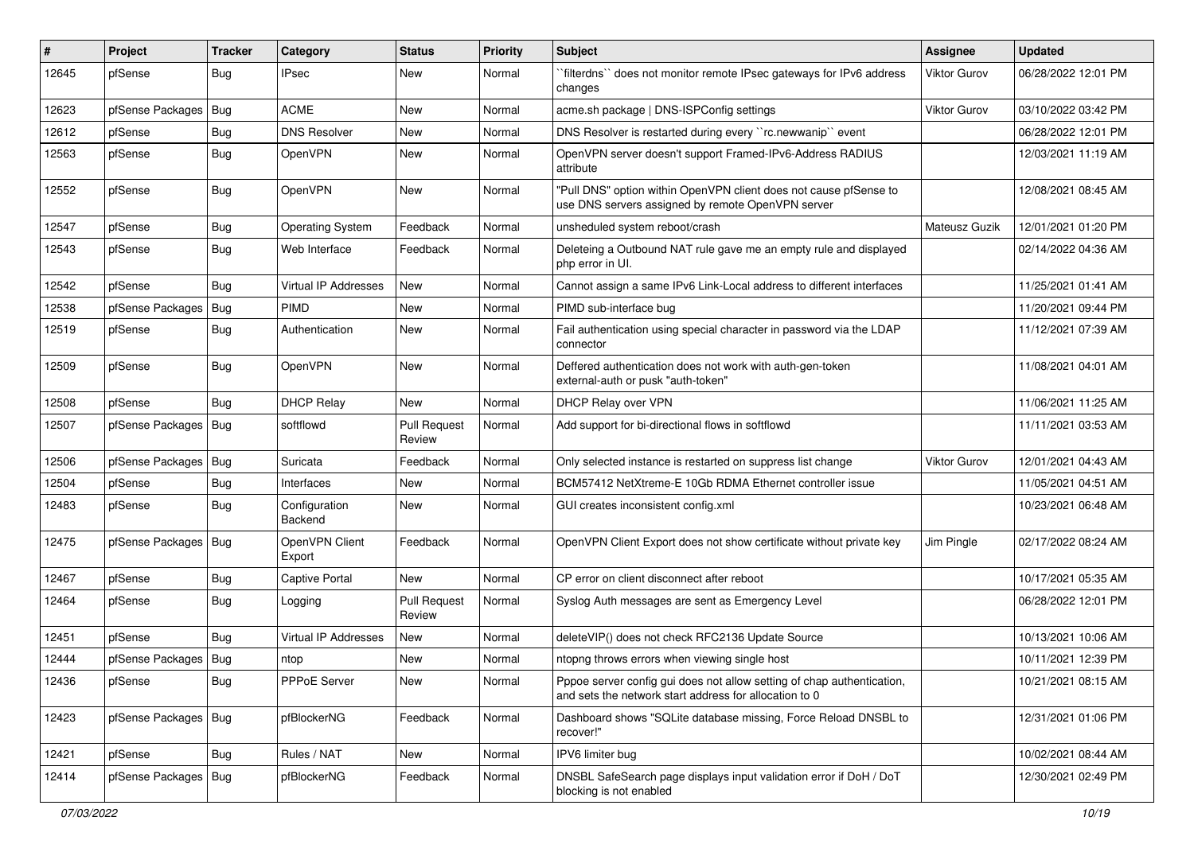| # | Project | Tracker | Category | Status | Priority | Subject | Assignee | Updated |
|---|---|---|---|---|---|---|---|---|
| 12645 | pfSense | Bug | IPsec | New | Normal | ``filterdns`` does not monitor remote IPsec gateways for IPv6 address changes | Viktor Gurov | 06/28/2022 12:01 PM |
| 12623 | pfSense Packages | Bug | ACME | New | Normal | acme.sh package \| DNS-ISPConfig settings | Viktor Gurov | 03/10/2022 03:42 PM |
| 12612 | pfSense | Bug | DNS Resolver | New | Normal | DNS Resolver is restarted during every ``rc.newwanip`` event | | 06/28/2022 12:01 PM |
| 12563 | pfSense | Bug | OpenVPN | New | Normal | OpenVPN server doesn't support Framed-IPv6-Address RADIUS attribute | | 12/03/2021 11:19 AM |
| 12552 | pfSense | Bug | OpenVPN | New | Normal | "Pull DNS" option within OpenVPN client does not cause pfSense to use DNS servers assigned by remote OpenVPN server | | 12/08/2021 08:45 AM |
| 12547 | pfSense | Bug | Operating System | Feedback | Normal | unsheduled system reboot/crash | Mateusz Guzik | 12/01/2021 01:20 PM |
| 12543 | pfSense | Bug | Web Interface | Feedback | Normal | Deleteing a Outbound NAT rule gave me an empty rule and displayed php error in UI. | | 02/14/2022 04:36 AM |
| 12542 | pfSense | Bug | Virtual IP Addresses | New | Normal | Cannot assign a same IPv6 Link-Local address to different interfaces | | 11/25/2021 01:41 AM |
| 12538 | pfSense Packages | Bug | PIMD | New | Normal | PIMD sub-interface bug | | 11/20/2021 09:44 PM |
| 12519 | pfSense | Bug | Authentication | New | Normal | Fail authentication using special character in password via the LDAP connector | | 11/12/2021 07:39 AM |
| 12509 | pfSense | Bug | OpenVPN | New | Normal | Deffered authentication does not work with auth-gen-token external-auth or pusk "auth-token" | | 11/08/2021 04:01 AM |
| 12508 | pfSense | Bug | DHCP Relay | New | Normal | DHCP Relay over VPN | | 11/06/2021 11:25 AM |
| 12507 | pfSense Packages | Bug | softflowd | Pull Request Review | Normal | Add support for bi-directional flows in softflowd | | 11/11/2021 03:53 AM |
| 12506 | pfSense Packages | Bug | Suricata | Feedback | Normal | Only selected instance is restarted on suppress list change | Viktor Gurov | 12/01/2021 04:43 AM |
| 12504 | pfSense | Bug | Interfaces | New | Normal | BCM57412 NetXtreme-E 10Gb RDMA Ethernet controller issue | | 11/05/2021 04:51 AM |
| 12483 | pfSense | Bug | Configuration Backend | New | Normal | GUI creates inconsistent config.xml | | 10/23/2021 06:48 AM |
| 12475 | pfSense Packages | Bug | OpenVPN Client Export | Feedback | Normal | OpenVPN Client Export does not show certificate without private key | Jim Pingle | 02/17/2022 08:24 AM |
| 12467 | pfSense | Bug | Captive Portal | New | Normal | CP error on client disconnect after reboot | | 10/17/2021 05:35 AM |
| 12464 | pfSense | Bug | Logging | Pull Request Review | Normal | Syslog Auth messages are sent as Emergency Level | | 06/28/2022 12:01 PM |
| 12451 | pfSense | Bug | Virtual IP Addresses | New | Normal | deleteVIP() does not check RFC2136 Update Source | | 10/13/2021 10:06 AM |
| 12444 | pfSense Packages | Bug | ntop | New | Normal | ntopng throws errors when viewing single host | | 10/11/2021 12:39 PM |
| 12436 | pfSense | Bug | PPPoE Server | New | Normal | Pppoe server config gui does not allow setting of chap authentication, and sets the network start address for allocation to 0 | | 10/21/2021 08:15 AM |
| 12423 | pfSense Packages | Bug | pfBlockerNG | Feedback | Normal | Dashboard shows "SQLite database missing, Force Reload DNSBL to recover!" | | 12/31/2021 01:06 PM |
| 12421 | pfSense | Bug | Rules / NAT | New | Normal | IPV6 limiter bug | | 10/02/2021 08:44 AM |
| 12414 | pfSense Packages | Bug | pfBlockerNG | Feedback | Normal | DNSBL SafeSearch page displays input validation error if DoH / DoT blocking is not enabled | | 12/30/2021 02:49 PM |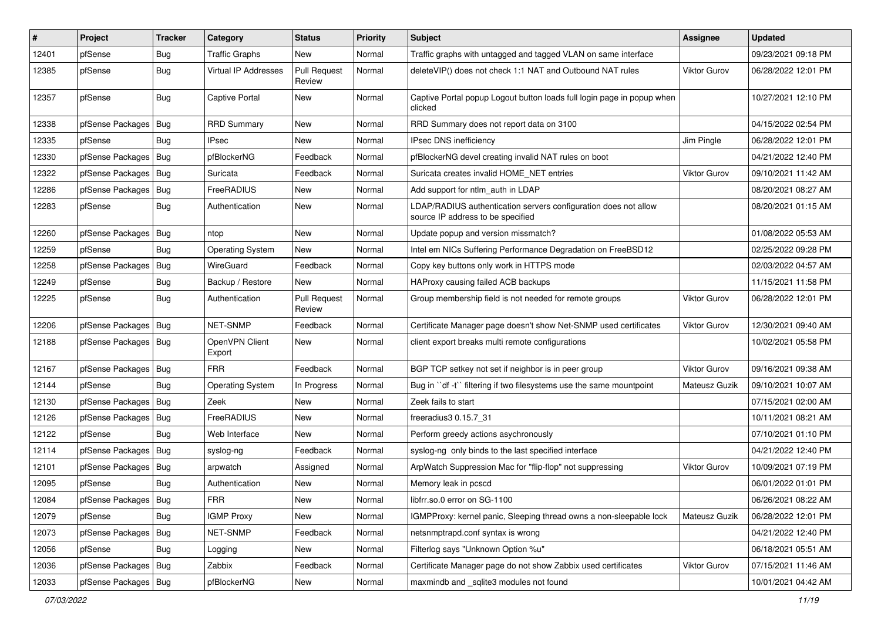| # | Project | Tracker | Category | Status | Priority | Subject | Assignee | Updated |
|---|---|---|---|---|---|---|---|---|
| 12401 | pfSense | Bug | Traffic Graphs | New | Normal | Traffic graphs with untagged and tagged VLAN on same interface | | 09/23/2021 09:18 PM |
| 12385 | pfSense | Bug | Virtual IP Addresses | Pull Request Review | Normal | deleteVIP() does not check 1:1 NAT and Outbound NAT rules | Viktor Gurov | 06/28/2022 12:01 PM |
| 12357 | pfSense | Bug | Captive Portal | New | Normal | Captive Portal popup Logout button loads full login page in popup when clicked | | 10/27/2021 12:10 PM |
| 12338 | pfSense Packages | Bug | RRD Summary | New | Normal | RRD Summary does not report data on 3100 | | 04/15/2022 02:54 PM |
| 12335 | pfSense | Bug | IPsec | New | Normal | IPsec DNS inefficiency | Jim Pingle | 06/28/2022 12:01 PM |
| 12330 | pfSense Packages | Bug | pfBlockerNG | Feedback | Normal | pfBlockerNG devel creating invalid NAT rules on boot | | 04/21/2022 12:40 PM |
| 12322 | pfSense Packages | Bug | Suricata | Feedback | Normal | Suricata creates invalid HOME_NET entries | Viktor Gurov | 09/10/2021 11:42 AM |
| 12286 | pfSense Packages | Bug | FreeRADIUS | New | Normal | Add support for ntlm_auth in LDAP | | 08/20/2021 08:27 AM |
| 12283 | pfSense | Bug | Authentication | New | Normal | LDAP/RADIUS authentication servers configuration does not allow source IP address to be specified | | 08/20/2021 01:15 AM |
| 12260 | pfSense Packages | Bug | ntop | New | Normal | Update popup and version missmatch? | | 01/08/2022 05:53 AM |
| 12259 | pfSense | Bug | Operating System | New | Normal | Intel em NICs Suffering Performance Degradation on FreeBSD12 | | 02/25/2022 09:28 PM |
| 12258 | pfSense Packages | Bug | WireGuard | Feedback | Normal | Copy key buttons only work in HTTPS mode | | 02/03/2022 04:57 AM |
| 12249 | pfSense | Bug | Backup / Restore | New | Normal | HAProxy causing failed ACB backups | | 11/15/2021 11:58 PM |
| 12225 | pfSense | Bug | Authentication | Pull Request Review | Normal | Group membership field is not needed for remote groups | Viktor Gurov | 06/28/2022 12:01 PM |
| 12206 | pfSense Packages | Bug | NET-SNMP | Feedback | Normal | Certificate Manager page doesn't show Net-SNMP used certificates | Viktor Gurov | 12/30/2021 09:40 AM |
| 12188 | pfSense Packages | Bug | OpenVPN Client Export | New | Normal | client export breaks multi remote configurations | | 10/02/2021 05:58 PM |
| 12167 | pfSense Packages | Bug | FRR | Feedback | Normal | BGP TCP setkey not set if neighbor is in peer group | Viktor Gurov | 09/16/2021 09:38 AM |
| 12144 | pfSense | Bug | Operating System | In Progress | Normal | Bug in ``df -t`` filtering if two filesystems use the same mountpoint | Mateusz Guzik | 09/10/2021 10:07 AM |
| 12130 | pfSense Packages | Bug | Zeek | New | Normal | Zeek fails to start | | 07/15/2021 02:00 AM |
| 12126 | pfSense Packages | Bug | FreeRADIUS | New | Normal | freeradius3 0.15.7_31 | | 10/11/2021 08:21 AM |
| 12122 | pfSense | Bug | Web Interface | New | Normal | Perform greedy actions asychronously | | 07/10/2021 01:10 PM |
| 12114 | pfSense Packages | Bug | syslog-ng | Feedback | Normal | syslog-ng only binds to the last specified interface | | 04/21/2022 12:40 PM |
| 12101 | pfSense Packages | Bug | arpwatch | Assigned | Normal | ArpWatch Suppression Mac for "flip-flop" not suppressing | Viktor Gurov | 10/09/2021 07:19 PM |
| 12095 | pfSense | Bug | Authentication | New | Normal | Memory leak in pcscd | | 06/01/2022 01:01 PM |
| 12084 | pfSense Packages | Bug | FRR | New | Normal | libfrr.so.0 error on SG-1100 | | 06/26/2021 08:22 AM |
| 12079 | pfSense | Bug | IGMP Proxy | New | Normal | IGMPProxy: kernel panic, Sleeping thread owns a non-sleepable lock | Mateusz Guzik | 06/28/2022 12:01 PM |
| 12073 | pfSense Packages | Bug | NET-SNMP | Feedback | Normal | netsnmptrapd.conf syntax is wrong | | 04/21/2022 12:40 PM |
| 12056 | pfSense | Bug | Logging | New | Normal | Filterlog says "Unknown Option %u" | | 06/18/2021 05:51 AM |
| 12036 | pfSense Packages | Bug | Zabbix | Feedback | Normal | Certificate Manager page do not show Zabbix used certificates | Viktor Gurov | 07/15/2021 11:46 AM |
| 12033 | pfSense Packages | Bug | pfBlockerNG | New | Normal | maxmindb and _sqlite3 modules not found | | 10/01/2021 04:42 AM |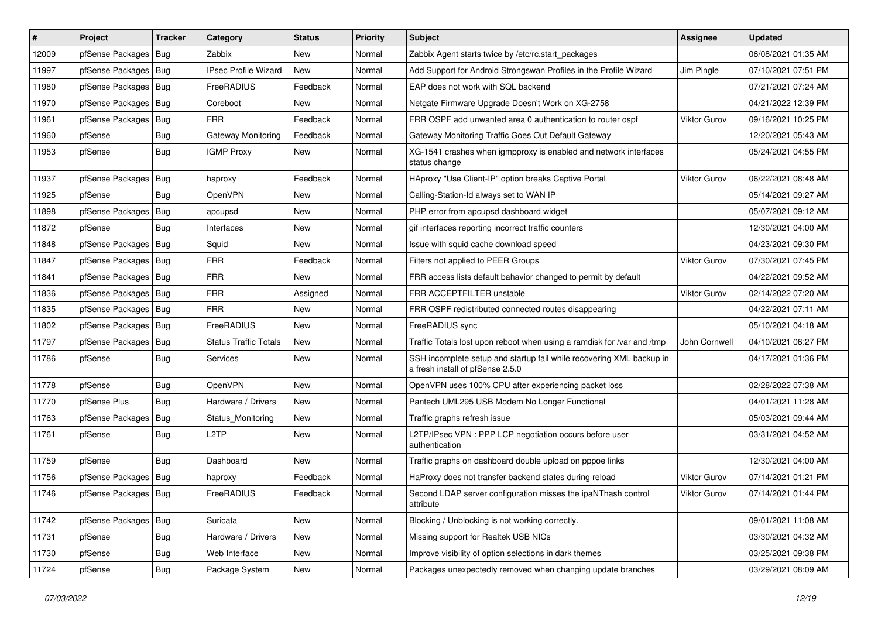| # | Project | Tracker | Category | Status | Priority | Subject | Assignee | Updated |
|---|---|---|---|---|---|---|---|---|
| 12009 | pfSense Packages | Bug | Zabbix | New | Normal | Zabbix Agent starts twice by /etc/rc.start_packages | | 06/08/2021 01:35 AM |
| 11997 | pfSense Packages | Bug | IPsec Profile Wizard | New | Normal | Add Support for Android Strongswan Profiles in the Profile Wizard | Jim Pingle | 07/10/2021 07:51 PM |
| 11980 | pfSense Packages | Bug | FreeRADIUS | Feedback | Normal | EAP does not work with SQL backend | | 07/21/2021 07:24 AM |
| 11970 | pfSense Packages | Bug | Coreboot | New | Normal | Netgate Firmware Upgrade Doesn't Work on XG-2758 | | 04/21/2022 12:39 PM |
| 11961 | pfSense Packages | Bug | FRR | Feedback | Normal | FRR OSPF add unwanted area 0 authentication to router ospf | Viktor Gurov | 09/16/2021 10:25 PM |
| 11960 | pfSense | Bug | Gateway Monitoring | Feedback | Normal | Gateway Monitoring Traffic Goes Out Default Gateway | | 12/20/2021 05:43 AM |
| 11953 | pfSense | Bug | IGMP Proxy | New | Normal | XG-1541 crashes when igmpproxy is enabled and network interfaces status change | | 05/24/2021 04:55 PM |
| 11937 | pfSense Packages | Bug | haproxy | Feedback | Normal | HAproxy "Use Client-IP" option breaks Captive Portal | Viktor Gurov | 06/22/2021 08:48 AM |
| 11925 | pfSense | Bug | OpenVPN | New | Normal | Calling-Station-Id always set to WAN IP | | 05/14/2021 09:27 AM |
| 11898 | pfSense Packages | Bug | apcupsd | New | Normal | PHP error from apcupsd dashboard widget | | 05/07/2021 09:12 AM |
| 11872 | pfSense | Bug | Interfaces | New | Normal | gif interfaces reporting incorrect traffic counters | | 12/30/2021 04:00 AM |
| 11848 | pfSense Packages | Bug | Squid | New | Normal | Issue with squid cache download speed | | 04/23/2021 09:30 PM |
| 11847 | pfSense Packages | Bug | FRR | Feedback | Normal | Filters not applied to PEER Groups | Viktor Gurov | 07/30/2021 07:45 PM |
| 11841 | pfSense Packages | Bug | FRR | New | Normal | FRR access lists default bahavior changed to permit by default | | 04/22/2021 09:52 AM |
| 11836 | pfSense Packages | Bug | FRR | Assigned | Normal | FRR ACCEPTFILTER unstable | Viktor Gurov | 02/14/2022 07:20 AM |
| 11835 | pfSense Packages | Bug | FRR | New | Normal | FRR OSPF redistributed connected routes disappearing | | 04/22/2021 07:11 AM |
| 11802 | pfSense Packages | Bug | FreeRADIUS | New | Normal | FreeRADIUS sync | | 05/10/2021 04:18 AM |
| 11797 | pfSense Packages | Bug | Status Traffic Totals | New | Normal | Traffic Totals lost upon reboot when using a ramdisk for /var and /tmp | John Cornwell | 04/10/2021 06:27 PM |
| 11786 | pfSense | Bug | Services | New | Normal | SSH incomplete setup and startup fail while recovering XML backup in a fresh install of pfSense 2.5.0 | | 04/17/2021 01:36 PM |
| 11778 | pfSense | Bug | OpenVPN | New | Normal | OpenVPN uses 100% CPU after experiencing packet loss | | 02/28/2022 07:38 AM |
| 11770 | pfSense Plus | Bug | Hardware / Drivers | New | Normal | Pantech UML295 USB Modem No Longer Functional | | 04/01/2021 11:28 AM |
| 11763 | pfSense Packages | Bug | Status_Monitoring | New | Normal | Traffic graphs refresh issue | | 05/03/2021 09:44 AM |
| 11761 | pfSense | Bug | L2TP | New | Normal | L2TP/IPsec VPN : PPP LCP negotiation occurs before user authentication | | 03/31/2021 04:52 AM |
| 11759 | pfSense | Bug | Dashboard | New | Normal | Traffic graphs on dashboard double upload on pppoe links | | 12/30/2021 04:00 AM |
| 11756 | pfSense Packages | Bug | haproxy | Feedback | Normal | HaProxy does not transfer backend states during reload | Viktor Gurov | 07/14/2021 01:21 PM |
| 11746 | pfSense Packages | Bug | FreeRADIUS | Feedback | Normal | Second LDAP server configuration misses the ipaNThash control attribute | Viktor Gurov | 07/14/2021 01:44 PM |
| 11742 | pfSense Packages | Bug | Suricata | New | Normal | Blocking / Unblocking is not working correctly. | | 09/01/2021 11:08 AM |
| 11731 | pfSense | Bug | Hardware / Drivers | New | Normal | Missing support for Realtek USB NICs | | 03/30/2021 04:32 AM |
| 11730 | pfSense | Bug | Web Interface | New | Normal | Improve visibility of option selections in dark themes | | 03/25/2021 09:38 PM |
| 11724 | pfSense | Bug | Package System | New | Normal | Packages unexpectedly removed when changing update branches | | 03/29/2021 08:09 AM |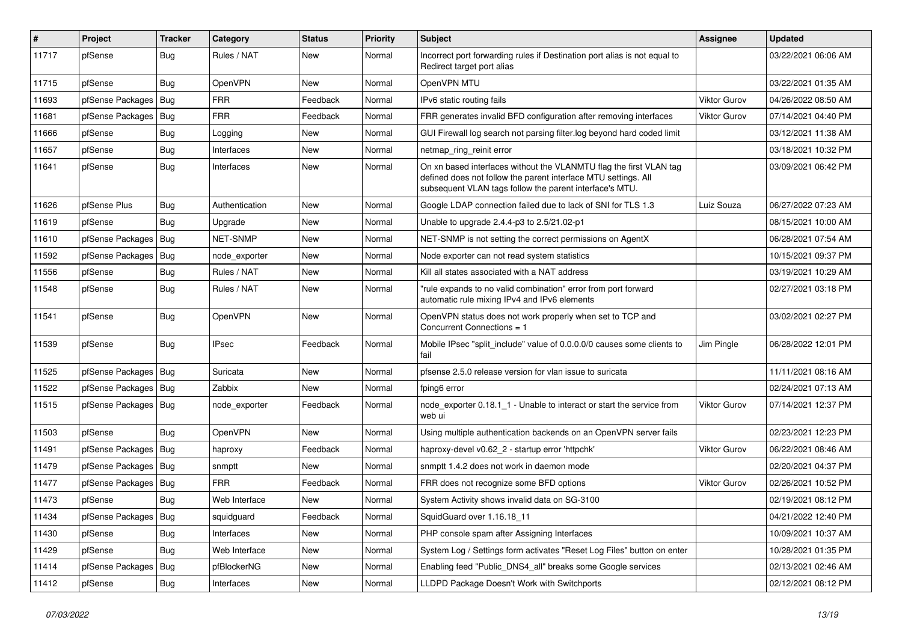| # | Project | Tracker | Category | Status | Priority | Subject | Assignee | Updated |
|---|---|---|---|---|---|---|---|---|
| 11717 | pfSense | Bug | Rules / NAT | New | Normal | Incorrect port forwarding rules if Destination port alias is not equal to Redirect target port alias | | 03/22/2021 06:06 AM |
| 11715 | pfSense | Bug | OpenVPN | New | Normal | OpenVPN MTU | | 03/22/2021 01:35 AM |
| 11693 | pfSense Packages | Bug | FRR | Feedback | Normal | IPv6 static routing fails | Viktor Gurov | 04/26/2022 08:50 AM |
| 11681 | pfSense Packages | Bug | FRR | Feedback | Normal | FRR generates invalid BFD configuration after removing interfaces | Viktor Gurov | 07/14/2021 04:40 PM |
| 11666 | pfSense | Bug | Logging | New | Normal | GUI Firewall log search not parsing filter.log beyond hard coded limit | | 03/12/2021 11:38 AM |
| 11657 | pfSense | Bug | Interfaces | New | Normal | netmap_ring_reinit error | | 03/18/2021 10:32 PM |
| 11641 | pfSense | Bug | Interfaces | New | Normal | On xn based interfaces without the VLANMTU flag the first VLAN tag defined does not follow the parent interface MTU settings. All subsequent VLAN tags follow the parent interface's MTU. | | 03/09/2021 06:42 PM |
| 11626 | pfSense Plus | Bug | Authentication | New | Normal | Google LDAP connection failed due to lack of SNI for TLS 1.3 | Luiz Souza | 06/27/2022 07:23 AM |
| 11619 | pfSense | Bug | Upgrade | New | Normal | Unable to upgrade 2.4.4-p3 to 2.5/21.02-p1 | | 08/15/2021 10:00 AM |
| 11610 | pfSense Packages | Bug | NET-SNMP | New | Normal | NET-SNMP is not setting the correct permissions on AgentX | | 06/28/2021 07:54 AM |
| 11592 | pfSense Packages | Bug | node_exporter | New | Normal | Node exporter can not read system statistics | | 10/15/2021 09:37 PM |
| 11556 | pfSense | Bug | Rules / NAT | New | Normal | Kill all states associated with a NAT address | | 03/19/2021 10:29 AM |
| 11548 | pfSense | Bug | Rules / NAT | New | Normal | "rule expands to no valid combination" error from port forward automatic rule mixing IPv4 and IPv6 elements | | 02/27/2021 03:18 PM |
| 11541 | pfSense | Bug | OpenVPN | New | Normal | OpenVPN status does not work properly when set to TCP and Concurrent Connections = 1 | | 03/02/2021 02:27 PM |
| 11539 | pfSense | Bug | IPsec | Feedback | Normal | Mobile IPsec "split_include" value of 0.0.0.0/0 causes some clients to fail | Jim Pingle | 06/28/2022 12:01 PM |
| 11525 | pfSense Packages | Bug | Suricata | New | Normal | pfsense 2.5.0 release version for vlan issue to suricata | | 11/11/2021 08:16 AM |
| 11522 | pfSense Packages | Bug | Zabbix | New | Normal | fping6 error | | 02/24/2021 07:13 AM |
| 11515 | pfSense Packages | Bug | node_exporter | Feedback | Normal | node_exporter 0.18.1_1 - Unable to interact or start the service from web ui | Viktor Gurov | 07/14/2021 12:37 PM |
| 11503 | pfSense | Bug | OpenVPN | New | Normal | Using multiple authentication backends on an OpenVPN server fails | | 02/23/2021 12:23 PM |
| 11491 | pfSense Packages | Bug | haproxy | Feedback | Normal | haproxy-devel v0.62_2 - startup error 'httpchk' | Viktor Gurov | 06/22/2021 08:46 AM |
| 11479 | pfSense Packages | Bug | snmptt | New | Normal | snmptt 1.4.2 does not work in daemon mode | | 02/20/2021 04:37 PM |
| 11477 | pfSense Packages | Bug | FRR | Feedback | Normal | FRR does not recognize some BFD options | Viktor Gurov | 02/26/2021 10:52 PM |
| 11473 | pfSense | Bug | Web Interface | New | Normal | System Activity shows invalid data on SG-3100 | | 02/19/2021 08:12 PM |
| 11434 | pfSense Packages | Bug | squidguard | Feedback | Normal | SquidGuard over 1.16.18_11 | | 04/21/2022 12:40 PM |
| 11430 | pfSense | Bug | Interfaces | New | Normal | PHP console spam after Assigning Interfaces | | 10/09/2021 10:37 AM |
| 11429 | pfSense | Bug | Web Interface | New | Normal | System Log / Settings form activates "Reset Log Files" button on enter | | 10/28/2021 01:35 PM |
| 11414 | pfSense Packages | Bug | pfBlockerNG | New | Normal | Enabling feed "Public_DNS4_all" breaks some Google services | | 02/13/2021 02:46 AM |
| 11412 | pfSense | Bug | Interfaces | New | Normal | LLDPD Package Doesn't Work with Switchports | | 02/12/2021 08:12 PM |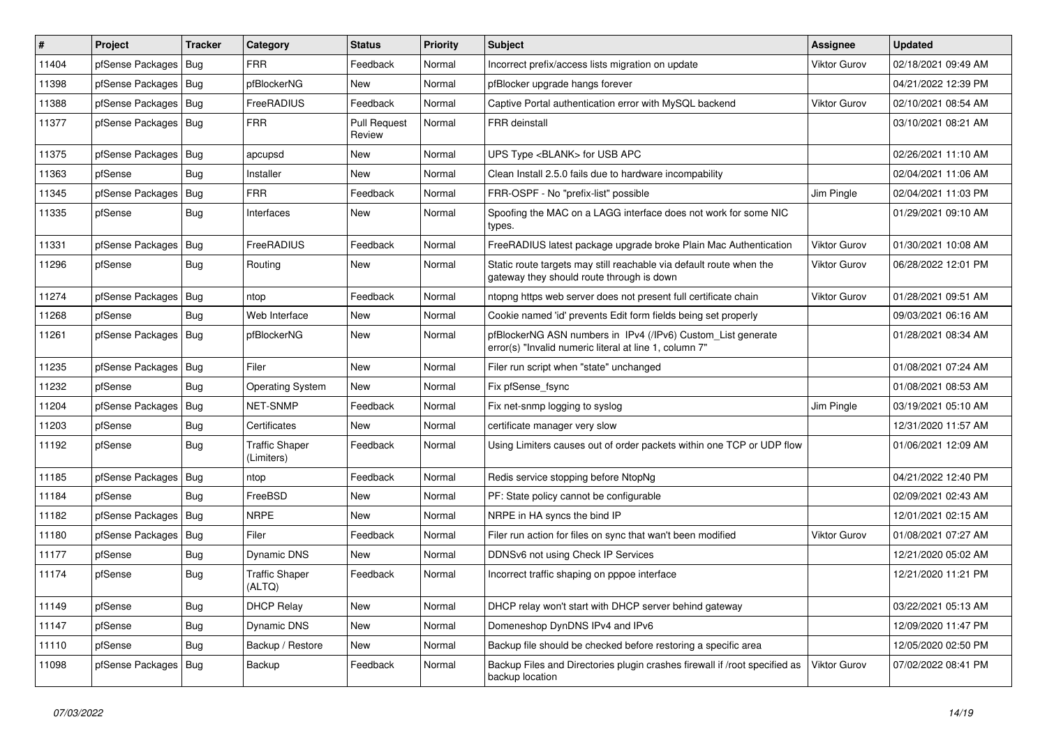| # | Project | Tracker | Category | Status | Priority | Subject | Assignee | Updated |
|---|---|---|---|---|---|---|---|---|
| 11404 | pfSense Packages | Bug | FRR | Feedback | Normal | Incorrect prefix/access lists migration on update | Viktor Gurov | 02/18/2021 09:49 AM |
| 11398 | pfSense Packages | Bug | pfBlockerNG | New | Normal | pfBlocker upgrade hangs forever | | 04/21/2022 12:39 PM |
| 11388 | pfSense Packages | Bug | FreeRADIUS | Feedback | Normal | Captive Portal authentication error with MySQL backend | Viktor Gurov | 02/10/2021 08:54 AM |
| 11377 | pfSense Packages | Bug | FRR | Pull Request Review | Normal | FRR deinstall | | 03/10/2021 08:21 AM |
| 11375 | pfSense Packages | Bug | apcupsd | New | Normal | UPS Type <BLANK> for USB APC | | 02/26/2021 11:10 AM |
| 11363 | pfSense | Bug | Installer | New | Normal | Clean Install 2.5.0 fails due to hardware incompability | | 02/04/2021 11:06 AM |
| 11345 | pfSense Packages | Bug | FRR | Feedback | Normal | FRR-OSPF - No "prefix-list" possible | Jim Pingle | 02/04/2021 11:03 PM |
| 11335 | pfSense | Bug | Interfaces | New | Normal | Spoofing the MAC on a LAGG interface does not work for some NIC types. | | 01/29/2021 09:10 AM |
| 11331 | pfSense Packages | Bug | FreeRADIUS | Feedback | Normal | FreeRADIUS latest package upgrade broke Plain Mac Authentication | Viktor Gurov | 01/30/2021 10:08 AM |
| 11296 | pfSense | Bug | Routing | New | Normal | Static route targets may still reachable via default route when the gateway they should route through is down | Viktor Gurov | 06/28/2022 12:01 PM |
| 11274 | pfSense Packages | Bug | ntop | Feedback | Normal | ntopng https web server does not present full certificate chain | Viktor Gurov | 01/28/2021 09:51 AM |
| 11268 | pfSense | Bug | Web Interface | New | Normal | Cookie named 'id' prevents Edit form fields being set properly | | 09/03/2021 06:16 AM |
| 11261 | pfSense Packages | Bug | pfBlockerNG | New | Normal | pfBlockerNG ASN numbers in IPv4 (/IPv6) Custom_List generate error(s) "Invalid numeric literal at line 1, column 7" | | 01/28/2021 08:34 AM |
| 11235 | pfSense Packages | Bug | Filer | New | Normal | Filer run script when "state" unchanged | | 01/08/2021 07:24 AM |
| 11232 | pfSense | Bug | Operating System | New | Normal | Fix pfSense_fsync | | 01/08/2021 08:53 AM |
| 11204 | pfSense Packages | Bug | NET-SNMP | Feedback | Normal | Fix net-snmp logging to syslog | Jim Pingle | 03/19/2021 05:10 AM |
| 11203 | pfSense | Bug | Certificates | New | Normal | certificate manager very slow | | 12/31/2020 11:57 AM |
| 11192 | pfSense | Bug | Traffic Shaper (Limiters) | Feedback | Normal | Using Limiters causes out of order packets within one TCP or UDP flow | | 01/06/2021 12:09 AM |
| 11185 | pfSense Packages | Bug | ntop | Feedback | Normal | Redis service stopping before NtopNg | | 04/21/2022 12:40 PM |
| 11184 | pfSense | Bug | FreeBSD | New | Normal | PF: State policy cannot be configurable | | 02/09/2021 02:43 AM |
| 11182 | pfSense Packages | Bug | NRPE | New | Normal | NRPE in HA syncs the bind IP | | 12/01/2021 02:15 AM |
| 11180 | pfSense Packages | Bug | Filer | Feedback | Normal | Filer run action for files on sync that wan't been modified | Viktor Gurov | 01/08/2021 07:27 AM |
| 11177 | pfSense | Bug | Dynamic DNS | New | Normal | DDNSv6 not using Check IP Services | | 12/21/2020 05:02 AM |
| 11174 | pfSense | Bug | Traffic Shaper (ALTQ) | Feedback | Normal | Incorrect traffic shaping on pppoe interface | | 12/21/2020 11:21 PM |
| 11149 | pfSense | Bug | DHCP Relay | New | Normal | DHCP relay won't start with DHCP server behind gateway | | 03/22/2021 05:13 AM |
| 11147 | pfSense | Bug | Dynamic DNS | New | Normal | Domeneshop DynDNS IPv4 and IPv6 | | 12/09/2020 11:47 PM |
| 11110 | pfSense | Bug | Backup / Restore | New | Normal | Backup file should be checked before restoring a specific area | | 12/05/2020 02:50 PM |
| 11098 | pfSense Packages | Bug | Backup | Feedback | Normal | Backup Files and Directories plugin crashes firewall if /root specified as backup location | Viktor Gurov | 07/02/2022 08:41 PM |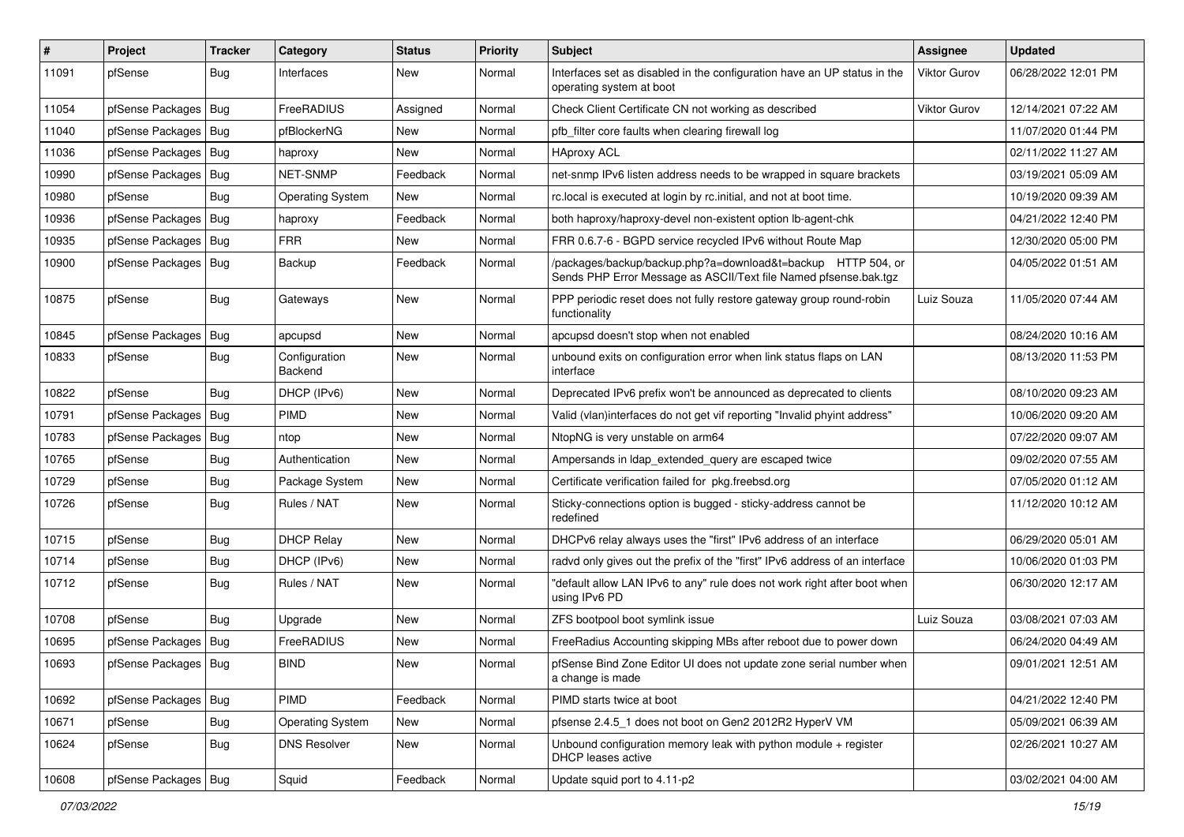| # | Project | Tracker | Category | Status | Priority | Subject | Assignee | Updated |
|---|---|---|---|---|---|---|---|---|
| 11091 | pfSense | Bug | Interfaces | New | Normal | Interfaces set as disabled in the configuration have an UP status in the operating system at boot | Viktor Gurov | 06/28/2022 12:01 PM |
| 11054 | pfSense Packages | Bug | FreeRADIUS | Assigned | Normal | Check Client Certificate CN not working as described | Viktor Gurov | 12/14/2021 07:22 AM |
| 11040 | pfSense Packages | Bug | pfBlockerNG | New | Normal | pfb_filter core faults when clearing firewall log | | 11/07/2020 01:44 PM |
| 11036 | pfSense Packages | Bug | haproxy | New | Normal | HAproxy ACL | | 02/11/2022 11:27 AM |
| 10990 | pfSense Packages | Bug | NET-SNMP | Feedback | Normal | net-snmp IPv6 listen address needs to be wrapped in square brackets | | 03/19/2021 05:09 AM |
| 10980 | pfSense | Bug | Operating System | New | Normal | rc.local is executed at login by rc.initial, and not at boot time. | | 10/19/2020 09:39 AM |
| 10936 | pfSense Packages | Bug | haproxy | Feedback | Normal | both haproxy/haproxy-devel non-existent option lb-agent-chk | | 04/21/2022 12:40 PM |
| 10935 | pfSense Packages | Bug | FRR | New | Normal | FRR 0.6.7-6 - BGPD service recycled IPv6 without Route Map | | 12/30/2020 05:00 PM |
| 10900 | pfSense Packages | Bug | Backup | Feedback | Normal | /packages/backup/backup.php?a=download&t=backup HTTP 504, or Sends PHP Error Message as ASCII/Text file Named pfsense.bak.tgz | | 04/05/2022 01:51 AM |
| 10875 | pfSense | Bug | Gateways | New | Normal | PPP periodic reset does not fully restore gateway group round-robin functionality | Luiz Souza | 11/05/2020 07:44 AM |
| 10845 | pfSense Packages | Bug | apcupsd | New | Normal | apcupsd doesn't stop when not enabled | | 08/24/2020 10:16 AM |
| 10833 | pfSense | Bug | Configuration Backend | New | Normal | unbound exits on configuration error when link status flaps on LAN interface | | 08/13/2020 11:53 PM |
| 10822 | pfSense | Bug | DHCP (IPv6) | New | Normal | Deprecated IPv6 prefix won't be announced as deprecated to clients | | 08/10/2020 09:23 AM |
| 10791 | pfSense Packages | Bug | PIMD | New | Normal | Valid (vlan)interfaces do not get vif reporting "Invalid phyint address" | | 10/06/2020 09:20 AM |
| 10783 | pfSense Packages | Bug | ntop | New | Normal | NtopNG is very unstable on arm64 | | 07/22/2020 09:07 AM |
| 10765 | pfSense | Bug | Authentication | New | Normal | Ampersands in ldap_extended_query are escaped twice | | 09/02/2020 07:55 AM |
| 10729 | pfSense | Bug | Package System | New | Normal | Certificate verification failed for pkg.freebsd.org | | 07/05/2020 01:12 AM |
| 10726 | pfSense | Bug | Rules / NAT | New | Normal | Sticky-connections option is bugged - sticky-address cannot be redefined | | 11/12/2020 10:12 AM |
| 10715 | pfSense | Bug | DHCP Relay | New | Normal | DHCPv6 relay always uses the "first" IPv6 address of an interface | | 06/29/2020 05:01 AM |
| 10714 | pfSense | Bug | DHCP (IPv6) | New | Normal | radvd only gives out the prefix of the "first" IPv6 address of an interface | | 10/06/2020 01:03 PM |
| 10712 | pfSense | Bug | Rules / NAT | New | Normal | "default allow LAN IPv6 to any" rule does not work right after boot when using IPv6 PD | | 06/30/2020 12:17 AM |
| 10708 | pfSense | Bug | Upgrade | New | Normal | ZFS bootpool boot symlink issue | Luiz Souza | 03/08/2021 07:03 AM |
| 10695 | pfSense Packages | Bug | FreeRADIUS | New | Normal | FreeRadius Accounting skipping MBs after reboot due to power down | | 06/24/2020 04:49 AM |
| 10693 | pfSense Packages | Bug | BIND | New | Normal | pfSense Bind Zone Editor UI does not update zone serial number when a change is made | | 09/01/2021 12:51 AM |
| 10692 | pfSense Packages | Bug | PIMD | Feedback | Normal | PIMD starts twice at boot | | 04/21/2022 12:40 PM |
| 10671 | pfSense | Bug | Operating System | New | Normal | pfsense 2.4.5_1 does not boot on Gen2 2012R2 HyperV VM | | 05/09/2021 06:39 AM |
| 10624 | pfSense | Bug | DNS Resolver | New | Normal | Unbound configuration memory leak with python module + register DHCP leases active | | 02/26/2021 10:27 AM |
| 10608 | pfSense Packages | Bug | Squid | Feedback | Normal | Update squid port to 4.11-p2 | | 03/02/2021 04:00 AM |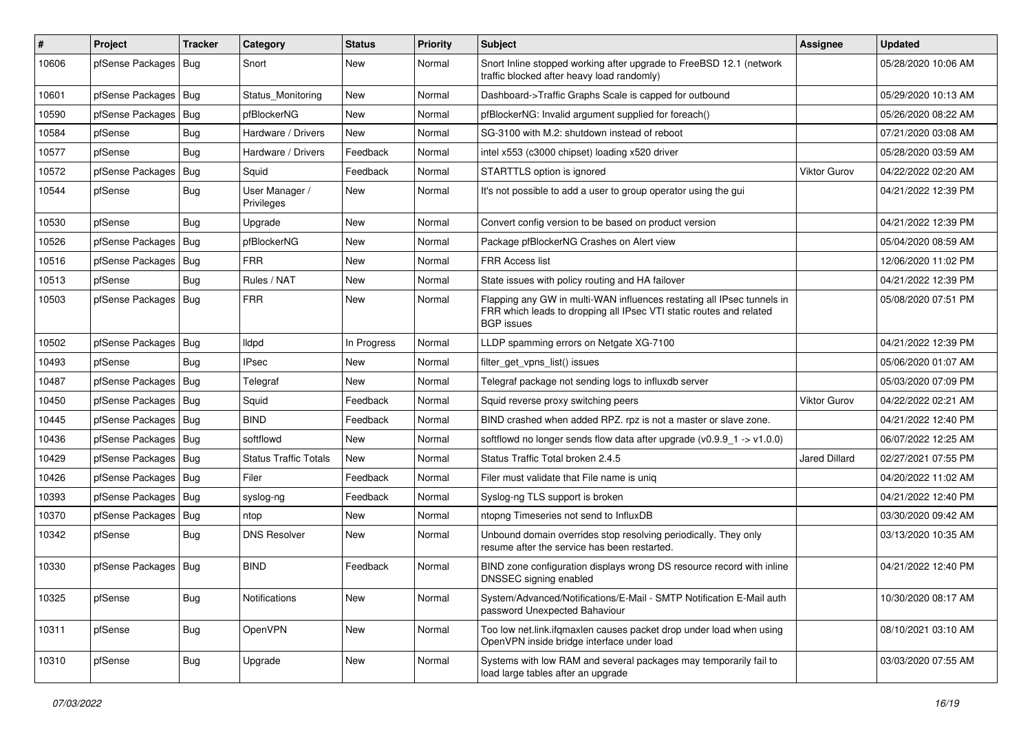| # | Project | Tracker | Category | Status | Priority | Subject | Assignee | Updated |
|---|---|---|---|---|---|---|---|---|
| 10606 | pfSense Packages | Bug | Snort | New | Normal | Snort Inline stopped working after upgrade to FreeBSD 12.1 (network traffic blocked after heavy load randomly) | | 05/28/2020 10:06 AM |
| 10601 | pfSense Packages | Bug | Status_Monitoring | New | Normal | Dashboard->Traffic Graphs Scale is capped for outbound | | 05/29/2020 10:13 AM |
| 10590 | pfSense Packages | Bug | pfBlockerNG | New | Normal | pfBlockerNG: Invalid argument supplied for foreach() | | 05/26/2020 08:22 AM |
| 10584 | pfSense | Bug | Hardware / Drivers | New | Normal | SG-3100 with M.2: shutdown instead of reboot | | 07/21/2020 03:08 AM |
| 10577 | pfSense | Bug | Hardware / Drivers | Feedback | Normal | intel x553 (c3000 chipset) loading x520 driver | | 05/28/2020 03:59 AM |
| 10572 | pfSense Packages | Bug | Squid | Feedback | Normal | STARTTLS option is ignored | Viktor Gurov | 04/22/2022 02:20 AM |
| 10544 | pfSense | Bug | User Manager / Privileges | New | Normal | It's not possible to add a user to group operator using the gui | | 04/21/2022 12:39 PM |
| 10530 | pfSense | Bug | Upgrade | New | Normal | Convert config version to be based on product version | | 04/21/2022 12:39 PM |
| 10526 | pfSense Packages | Bug | pfBlockerNG | New | Normal | Package pfBlockerNG Crashes on Alert view | | 05/04/2020 08:59 AM |
| 10516 | pfSense Packages | Bug | FRR | New | Normal | FRR Access list | | 12/06/2020 11:02 PM |
| 10513 | pfSense | Bug | Rules / NAT | New | Normal | State issues with policy routing and HA failover | | 04/21/2022 12:39 PM |
| 10503 | pfSense Packages | Bug | FRR | New | Normal | Flapping any GW in multi-WAN influences restating all IPsec tunnels in FRR which leads to dropping all IPsec VTI static routes and related BGP issues | | 05/08/2020 07:51 PM |
| 10502 | pfSense Packages | Bug | lldpd | In Progress | Normal | LLDP spamming errors on Netgate XG-7100 | | 04/21/2022 12:39 PM |
| 10493 | pfSense | Bug | IPsec | New | Normal | filter_get_vpns_list() issues | | 05/06/2020 01:07 AM |
| 10487 | pfSense Packages | Bug | Telegraf | New | Normal | Telegraf package not sending logs to influxdb server | | 05/03/2020 07:09 PM |
| 10450 | pfSense Packages | Bug | Squid | Feedback | Normal | Squid reverse proxy switching peers | Viktor Gurov | 04/22/2022 02:21 AM |
| 10445 | pfSense Packages | Bug | BIND | Feedback | Normal | BIND crashed when added RPZ. rpz is not a master or slave zone. | | 04/21/2022 12:40 PM |
| 10436 | pfSense Packages | Bug | softflowd | New | Normal | softflowd no longer sends flow data after upgrade (v0.9.9_1 -> v1.0.0) | | 06/07/2022 12:25 AM |
| 10429 | pfSense Packages | Bug | Status Traffic Totals | New | Normal | Status Traffic Total broken 2.4.5 | Jared Dillard | 02/27/2021 07:55 PM |
| 10426 | pfSense Packages | Bug | Filer | Feedback | Normal | Filer must validate that File name is uniq | | 04/20/2022 11:02 AM |
| 10393 | pfSense Packages | Bug | syslog-ng | Feedback | Normal | Syslog-ng TLS support is broken | | 04/21/2022 12:40 PM |
| 10370 | pfSense Packages | Bug | ntop | New | Normal | ntopng Timeseries not send to InfluxDB | | 03/30/2020 09:42 AM |
| 10342 | pfSense | Bug | DNS Resolver | New | Normal | Unbound domain overrides stop resolving periodically. They only resume after the service has been restarted. | | 03/13/2020 10:35 AM |
| 10330 | pfSense Packages | Bug | BIND | Feedback | Normal | BIND zone configuration displays wrong DS resource record with inline DNSSEC signing enabled | | 04/21/2022 12:40 PM |
| 10325 | pfSense | Bug | Notifications | New | Normal | System/Advanced/Notifications/E-Mail - SMTP Notification E-Mail auth password Unexpected Bahaviour | | 10/30/2020 08:17 AM |
| 10311 | pfSense | Bug | OpenVPN | New | Normal | Too low net.link.ifqmaxlen causes packet drop under load when using OpenVPN inside bridge interface under load | | 08/10/2021 03:10 AM |
| 10310 | pfSense | Bug | Upgrade | New | Normal | Systems with low RAM and several packages may temporarily fail to load large tables after an upgrade | | 03/03/2020 07:55 AM |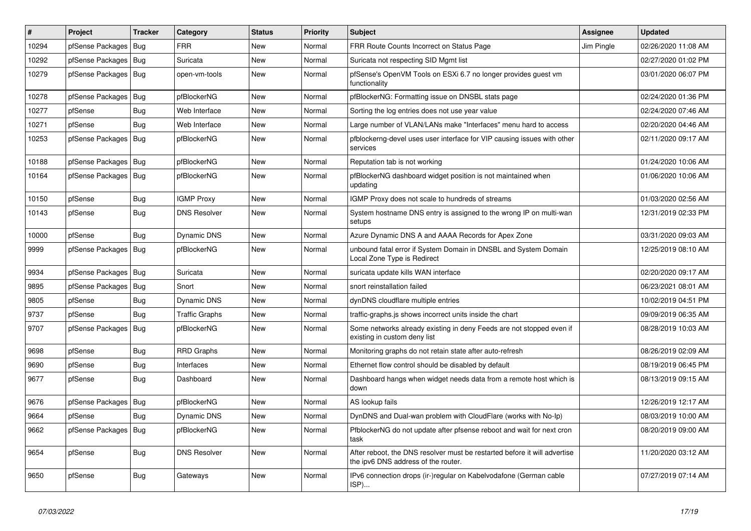| # | Project | Tracker | Category | Status | Priority | Subject | Assignee | Updated |
|---|---|---|---|---|---|---|---|---|
| 10294 | pfSense Packages | Bug | FRR | New | Normal | FRR Route Counts Incorrect on Status Page | Jim Pingle | 02/26/2020 11:08 AM |
| 10292 | pfSense Packages | Bug | Suricata | New | Normal | Suricata not respecting SID Mgmt list | | 02/27/2020 01:02 PM |
| 10279 | pfSense Packages | Bug | open-vm-tools | New | Normal | pfSense's OpenVM Tools on ESXi 6.7 no longer provides guest vm functionality | | 03/01/2020 06:07 PM |
| 10278 | pfSense Packages | Bug | pfBlockerNG | New | Normal | pfBlockerNG: Formatting issue on DNSBL stats page | | 02/24/2020 01:36 PM |
| 10277 | pfSense | Bug | Web Interface | New | Normal | Sorting the log entries does not use year value | | 02/24/2020 07:46 AM |
| 10271 | pfSense | Bug | Web Interface | New | Normal | Large number of VLAN/LANs make "Interfaces" menu hard to access | | 02/20/2020 04:46 AM |
| 10253 | pfSense Packages | Bug | pfBlockerNG | New | Normal | pfblockerng-devel uses user interface for VIP causing issues with other services | | 02/11/2020 09:17 AM |
| 10188 | pfSense Packages | Bug | pfBlockerNG | New | Normal | Reputation tab is not working | | 01/24/2020 10:06 AM |
| 10164 | pfSense Packages | Bug | pfBlockerNG | New | Normal | pfBlockerNG dashboard widget position is not maintained when updating | | 01/06/2020 10:06 AM |
| 10150 | pfSense | Bug | IGMP Proxy | New | Normal | IGMP Proxy does not scale to hundreds of streams | | 01/03/2020 02:56 AM |
| 10143 | pfSense | Bug | DNS Resolver | New | Normal | System hostname DNS entry is assigned to the wrong IP on multi-wan setups | | 12/31/2019 02:33 PM |
| 10000 | pfSense | Bug | Dynamic DNS | New | Normal | Azure Dynamic DNS A and AAAA Records for Apex Zone | | 03/31/2020 09:03 AM |
| 9999 | pfSense Packages | Bug | pfBlockerNG | New | Normal | unbound fatal error if System Domain in DNSBL and System Domain Local Zone Type is Redirect | | 12/25/2019 08:10 AM |
| 9934 | pfSense Packages | Bug | Suricata | New | Normal | suricata update kills WAN interface | | 02/20/2020 09:17 AM |
| 9895 | pfSense Packages | Bug | Snort | New | Normal | snort reinstallation failed | | 06/23/2021 08:01 AM |
| 9805 | pfSense | Bug | Dynamic DNS | New | Normal | dynDNS cloudflare multiple entries | | 10/02/2019 04:51 PM |
| 9737 | pfSense | Bug | Traffic Graphs | New | Normal | traffic-graphs.js shows incorrect units inside the chart | | 09/09/2019 06:35 AM |
| 9707 | pfSense Packages | Bug | pfBlockerNG | New | Normal | Some networks already existing in deny Feeds are not stopped even if existing in custom deny list | | 08/28/2019 10:03 AM |
| 9698 | pfSense | Bug | RRD Graphs | New | Normal | Monitoring graphs do not retain state after auto-refresh | | 08/26/2019 02:09 AM |
| 9690 | pfSense | Bug | Interfaces | New | Normal | Ethernet flow control should be disabled by default | | 08/19/2019 06:45 PM |
| 9677 | pfSense | Bug | Dashboard | New | Normal | Dashboard hangs when widget needs data from a remote host which is down | | 08/13/2019 09:15 AM |
| 9676 | pfSense Packages | Bug | pfBlockerNG | New | Normal | AS lookup fails | | 12/26/2019 12:17 AM |
| 9664 | pfSense | Bug | Dynamic DNS | New | Normal | DynDNS and Dual-wan problem with CloudFlare (works with No-Ip) | | 08/03/2019 10:00 AM |
| 9662 | pfSense Packages | Bug | pfBlockerNG | New | Normal | PfblockerNG do not update after pfsense reboot and wait for next cron task | | 08/20/2019 09:00 AM |
| 9654 | pfSense | Bug | DNS Resolver | New | Normal | After reboot, the DNS resolver must be restarted before it will advertise the ipv6 DNS address of the router. | | 11/20/2020 03:12 AM |
| 9650 | pfSense | Bug | Gateways | New | Normal | IPv6 connection drops (ir-)regular on Kabelvodafone (German cable ISP)... | | 07/27/2019 07:14 AM |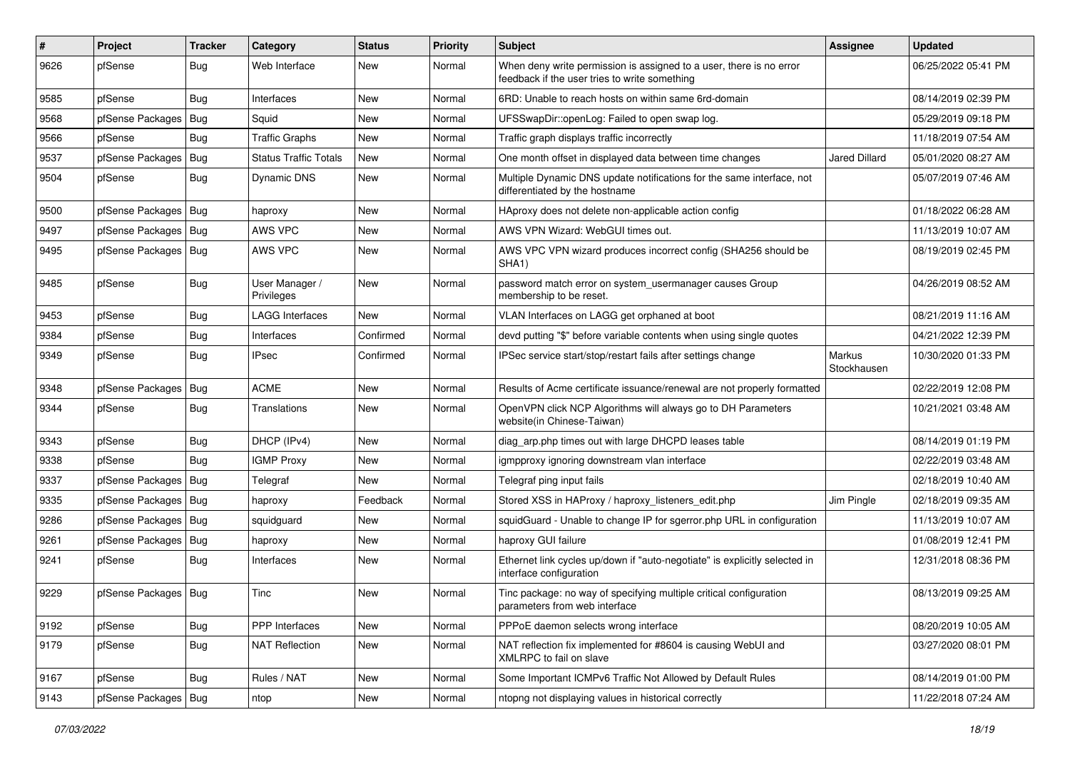| # | Project | Tracker | Category | Status | Priority | Subject | Assignee | Updated |
|---|---|---|---|---|---|---|---|---|
| 9626 | pfSense | Bug | Web Interface | New | Normal | When deny write permission is assigned to a user, there is no error feedback if the user tries to write something | | 06/25/2022 05:41 PM |
| 9585 | pfSense | Bug | Interfaces | New | Normal | 6RD: Unable to reach hosts on within same 6rd-domain | | 08/14/2019 02:39 PM |
| 9568 | pfSense Packages | Bug | Squid | New | Normal | UFSSwapDir::openLog: Failed to open swap log. | | 05/29/2019 09:18 PM |
| 9566 | pfSense | Bug | Traffic Graphs | New | Normal | Traffic graph displays traffic incorrectly | | 11/18/2019 07:54 AM |
| 9537 | pfSense Packages | Bug | Status Traffic Totals | New | Normal | One month offset in displayed data between time changes | Jared Dillard | 05/01/2020 08:27 AM |
| 9504 | pfSense | Bug | Dynamic DNS | New | Normal | Multiple Dynamic DNS update notifications for the same interface, not differentiated by the hostname | | 05/07/2019 07:46 AM |
| 9500 | pfSense Packages | Bug | haproxy | New | Normal | HAproxy does not delete non-applicable action config | | 01/18/2022 06:28 AM |
| 9497 | pfSense Packages | Bug | AWS VPC | New | Normal | AWS VPN Wizard: WebGUI times out. | | 11/13/2019 10:07 AM |
| 9495 | pfSense Packages | Bug | AWS VPC | New | Normal | AWS VPC VPN wizard produces incorrect config (SHA256 should be SHA1) | | 08/19/2019 02:45 PM |
| 9485 | pfSense | Bug | User Manager / Privileges | New | Normal | password match error on system_usermanager causes Group membership to be reset. | | 04/26/2019 08:52 AM |
| 9453 | pfSense | Bug | LAGG Interfaces | New | Normal | VLAN Interfaces on LAGG get orphaned at boot | | 08/21/2019 11:16 AM |
| 9384 | pfSense | Bug | Interfaces | Confirmed | Normal | devd putting "$" before variable contents when using single quotes | | 04/21/2022 12:39 PM |
| 9349 | pfSense | Bug | IPsec | Confirmed | Normal | IPSec service start/stop/restart fails after settings change | Markus Stockhausen | 10/30/2020 01:33 PM |
| 9348 | pfSense Packages | Bug | ACME | New | Normal | Results of Acme certificate issuance/renewal are not properly formatted | | 02/22/2019 12:08 PM |
| 9344 | pfSense | Bug | Translations | New | Normal | OpenVPN click NCP Algorithms will always go to DH Parameters website(in Chinese-Taiwan) | | 10/21/2021 03:48 AM |
| 9343 | pfSense | Bug | DHCP (IPv4) | New | Normal | diag_arp.php times out with large DHCPD leases table | | 08/14/2019 01:19 PM |
| 9338 | pfSense | Bug | IGMP Proxy | New | Normal | igmpproxy ignoring downstream vlan interface | | 02/22/2019 03:48 AM |
| 9337 | pfSense Packages | Bug | Telegraf | New | Normal | Telegraf ping input fails | | 02/18/2019 10:40 AM |
| 9335 | pfSense Packages | Bug | haproxy | Feedback | Normal | Stored XSS in HAProxy / haproxy_listeners_edit.php | Jim Pingle | 02/18/2019 09:35 AM |
| 9286 | pfSense Packages | Bug | squidguard | New | Normal | squidGuard - Unable to change IP for sgerror.php URL in configuration | | 11/13/2019 10:07 AM |
| 9261 | pfSense Packages | Bug | haproxy | New | Normal | haproxy GUI failure | | 01/08/2019 12:41 PM |
| 9241 | pfSense | Bug | Interfaces | New | Normal | Ethernet link cycles up/down if "auto-negotiate" is explicitly selected in interface configuration | | 12/31/2018 08:36 PM |
| 9229 | pfSense Packages | Bug | Tinc | New | Normal | Tinc package: no way of specifying multiple critical configuration parameters from web interface | | 08/13/2019 09:25 AM |
| 9192 | pfSense | Bug | PPP Interfaces | New | Normal | PPPoE daemon selects wrong interface | | 08/20/2019 10:05 AM |
| 9179 | pfSense | Bug | NAT Reflection | New | Normal | NAT reflection fix implemented for #8604 is causing WebUI and XMLRPC to fail on slave | | 03/27/2020 08:01 PM |
| 9167 | pfSense | Bug | Rules / NAT | New | Normal | Some Important ICMPv6 Traffic Not Allowed by Default Rules | | 08/14/2019 01:00 PM |
| 9143 | pfSense Packages | Bug | ntop | New | Normal | ntopng not displaying values in historical correctly | | 11/22/2018 07:24 AM |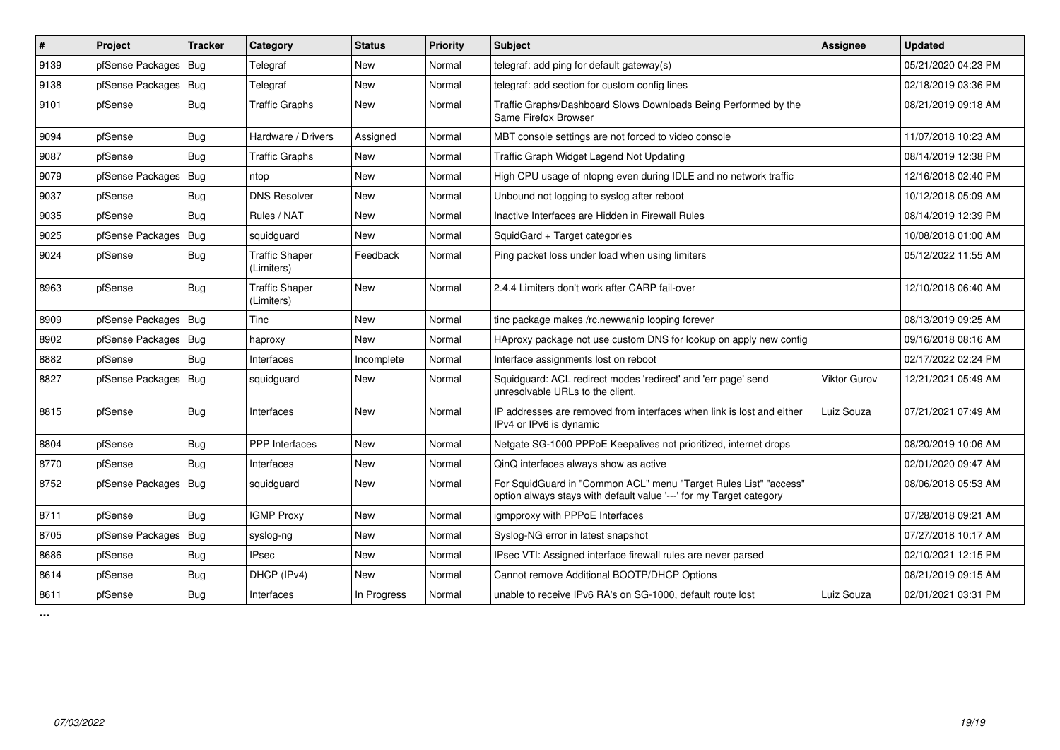| # | Project | Tracker | Category | Status | Priority | Subject | Assignee | Updated |
|---|---|---|---|---|---|---|---|---|
| 9139 | pfSense Packages | Bug | Telegraf | New | Normal | telegraf: add ping for default gateway(s) | | 05/21/2020 04:23 PM |
| 9138 | pfSense Packages | Bug | Telegraf | New | Normal | telegraf: add section for custom config lines | | 02/18/2019 03:36 PM |
| 9101 | pfSense | Bug | Traffic Graphs | New | Normal | Traffic Graphs/Dashboard Slows Downloads Being Performed by the Same Firefox Browser | | 08/21/2019 09:18 AM |
| 9094 | pfSense | Bug | Hardware / Drivers | Assigned | Normal | MBT console settings are not forced to video console | | 11/07/2018 10:23 AM |
| 9087 | pfSense | Bug | Traffic Graphs | New | Normal | Traffic Graph Widget Legend Not Updating | | 08/14/2019 12:38 PM |
| 9079 | pfSense Packages | Bug | ntop | New | Normal | High CPU usage of ntopng even during IDLE and no network traffic | | 12/16/2018 02:40 PM |
| 9037 | pfSense | Bug | DNS Resolver | New | Normal | Unbound not logging to syslog after reboot | | 10/12/2018 05:09 AM |
| 9035 | pfSense | Bug | Rules / NAT | New | Normal | Inactive Interfaces are Hidden in Firewall Rules | | 08/14/2019 12:39 PM |
| 9025 | pfSense Packages | Bug | squidguard | New | Normal | SquidGard + Target categories | | 10/08/2018 01:00 AM |
| 9024 | pfSense | Bug | Traffic Shaper (Limiters) | Feedback | Normal | Ping packet loss under load when using limiters | | 05/12/2022 11:55 AM |
| 8963 | pfSense | Bug | Traffic Shaper (Limiters) | New | Normal | 2.4.4 Limiters don't work after CARP fail-over | | 12/10/2018 06:40 AM |
| 8909 | pfSense Packages | Bug | Tinc | New | Normal | tinc package makes /rc.newwanip looping forever | | 08/13/2019 09:25 AM |
| 8902 | pfSense Packages | Bug | haproxy | New | Normal | HAproxy package not use custom DNS for lookup on apply new config | | 09/16/2018 08:16 AM |
| 8882 | pfSense | Bug | Interfaces | Incomplete | Normal | Interface assignments lost on reboot | | 02/17/2022 02:24 PM |
| 8827 | pfSense Packages | Bug | squidguard | New | Normal | Squidguard: ACL redirect modes 'redirect' and 'err page' send unresolvable URLs to the client. | Viktor Gurov | 12/21/2021 05:49 AM |
| 8815 | pfSense | Bug | Interfaces | New | Normal | IP addresses are removed from interfaces when link is lost and either IPv4 or IPv6 is dynamic | Luiz Souza | 07/21/2021 07:49 AM |
| 8804 | pfSense | Bug | PPP Interfaces | New | Normal | Netgate SG-1000 PPPoE Keepalives not prioritized, internet drops | | 08/20/2019 10:06 AM |
| 8770 | pfSense | Bug | Interfaces | New | Normal | QinQ interfaces always show as active | | 02/01/2020 09:47 AM |
| 8752 | pfSense Packages | Bug | squidguard | New | Normal | For SquidGuard in "Common ACL" menu "Target Rules List" "access" option always stays with default value '---' for my Target category | | 08/06/2018 05:53 AM |
| 8711 | pfSense | Bug | IGMP Proxy | New | Normal | igmpproxy with PPPoE Interfaces | | 07/28/2018 09:21 AM |
| 8705 | pfSense Packages | Bug | syslog-ng | New | Normal | Syslog-NG error in latest snapshot | | 07/27/2018 10:17 AM |
| 8686 | pfSense | Bug | IPsec | New | Normal | IPsec VTI: Assigned interface firewall rules are never parsed | | 02/10/2021 12:15 PM |
| 8614 | pfSense | Bug | DHCP (IPv4) | New | Normal | Cannot remove Additional BOOTP/DHCP Options | | 08/21/2019 09:15 AM |
| 8611 | pfSense | Bug | Interfaces | In Progress | Normal | unable to receive IPv6 RA's on SG-1000, default route lost | Luiz Souza | 02/01/2021 03:31 PM |

...